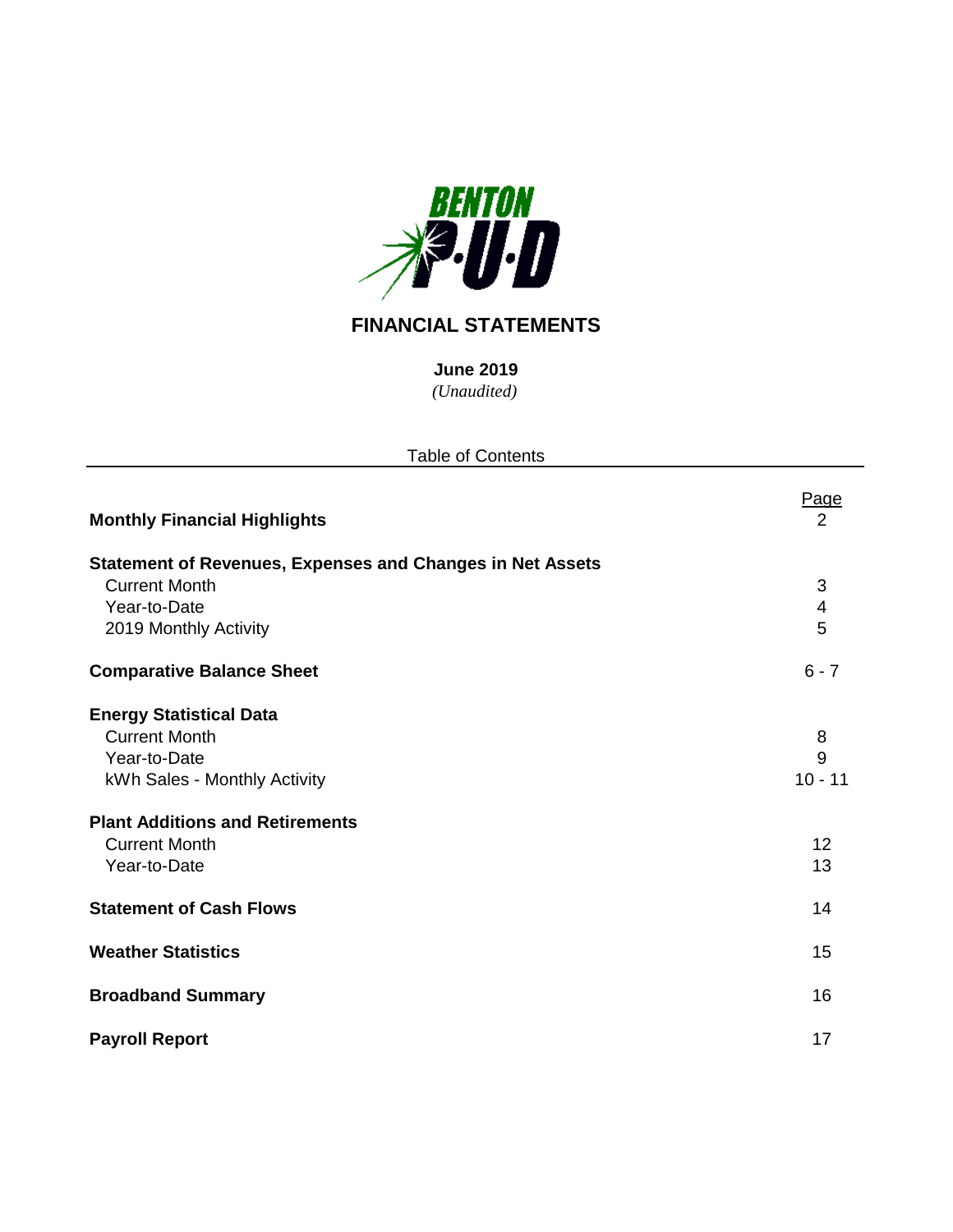BENTON P·U·D

# FINANCIAL STATEMENTS

**June 2019**

*(Unaudited)*

Table of Contents

| | Page |
|---|---|
| **Monthly Financial Highlights** | 2 |
| **Statement of Revenues, Expenses and Changes in Net Assets** | |
| Current Month | 3 |
| Year-to-Date | 4 |
| 2019 Monthly Activity | 5 |
| **Comparative Balance Sheet** | 6 - 7 |
| **Energy Statistical Data** | |
| Current Month | 8 |
| Year-to-Date | 9 |
| kWh Sales - Monthly Activity | 10 - 11 |
| **Plant Additions and Retirements** | |
| Current Month | 12 |
| Year-to-Date | 13 |
| **Statement of Cash Flows** | 14 |
| **Weather Statistics** | 15 |
| **Broadband Summary** | 16 |
| **Payroll Report** | 17 |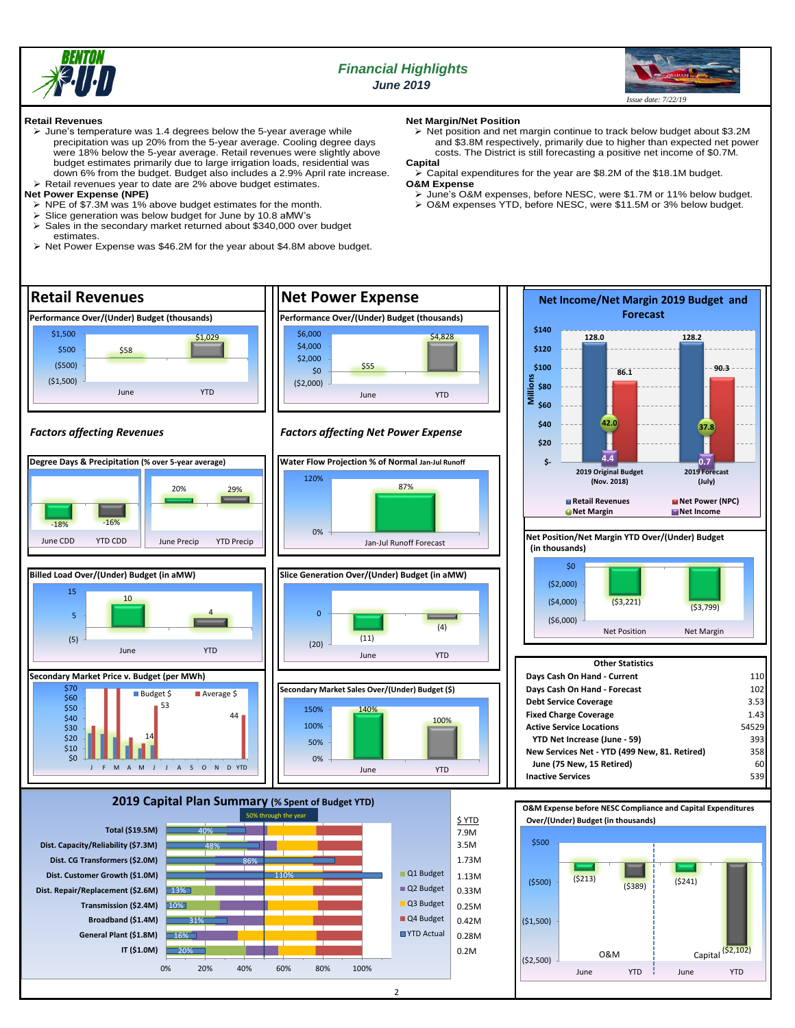# Financial Highlights

*June 2019*

*Issue date: 7/22/19*

**Retail Revenues**

- June's temperature was 1.4 degrees below the 5-year average while precipitation was up 20% from the 5-year average. Cooling degree days were 18% below the 5-year average. Retail revenues were slightly above budget estimates primarily due to large irrigation loads, residential was down 6% from the budget. Budget also includes a 2.9% April rate increase.
- Retail revenues year to date are 2% above budget estimates.

**Net Power Expense (NPE)**

- NPE of $7.3M was 1% above budget estimates for the month.
- Slice generation was below budget for June by 10.8 aMW's
- Sales in the secondary market returned about $340,000 over budget estimates.
- Net Power Expense was $46.2M for the year about $4.8M above budget.

**Net Margin/Net Position**

- Net position and net margin continue to track below budget about $3.2M and $3.8M respectively, primarily due to higher than expected net power costs. The District is still forecasting a positive net income of $0.7M.

**Capital**

- Capital expenditures for the year are $8.2M of the $18.1M budget.

**O&M Expense**

- June's O&M expenses, before NESC, were $1.7M or 11% below budget.
- O&M expenses YTD, before NESC, were $11.5M or 3% below budget.

## Retail Revenues

**Performance Over/(Under) Budget (thousands)**

| | June | YTD |
|---|---|---|
| Over/(Under) | $58 | $1,029 |

*Factors affecting Revenues*

**Degree Days & Precipitation (% over 5-year average)**

| June CDD | YTD CDD | June Precip | YTD Precip |
|---|---|---|---|
| -18% | -16% | 20% | 29% |

**Billed Load Over/(Under) Budget (in aMW)**

| June | YTD |
|---|---|
| 10 | 4 |

**Secondary Market Price v. Budget (per MWh)**

| | Budget $ | Average $ |
|---|---|---|
| YTD | 14 | 53 |
| YTD (Dec) | | 44 |

## Net Power Expense

**Performance Over/(Under) Budget (thousands)**

| | June | YTD |
|---|---|---|
| Over/(Under) | $55 | $4,828 |

*Factors affecting Net Power Expense*

**Water Flow Projection % of Normal Jan-Jul Runoff**

| Jan-Jul Runoff Forecast |
|---|
| 87% |

**Slice Generation Over/(Under) Budget (in aMW)**

| June | YTD |
|---|---|
| (11) | (4) |

**Secondary Market Sales Over/(Under) Budget ($)**

| June | YTD |
|---|---|
| 140% | 100% |

## Net Income/Net Margin 2019 Budget and Forecast

(Millions)

| | Retail Revenues | Net Power (NPC) | Net Margin | Net Income |
|---|---|---|---|---|
| 2019 Original Budget (Nov. 2018) | 128.0 | 86.1 | 42.0 | 4.4 |
| 2019 Forecast (July) | 128.2 | 90.3 | 37.8 | 0.7 |

**Net Position/Net Margin YTD Over/(Under) Budget (in thousands)**

| Net Position | Net Margin |
|---|---|
| ($3,221) | ($3,799) |

**Other Statistics**

| | |
|---|---|
| Days Cash On Hand - Current | 110 |
| Days Cash On Hand - Forecast | 102 |
| Debt Service Coverage | 3.53 |
| Fixed Charge Coverage | 1.43 |
| Active Service Locations | 54529 |
| YTD Net Increase (June - 59) | 393 |
| New Services Net - YTD (499 New, 81. Retired) | 358 |
| June (75 New, 15 Retired) | 60 |
| Inactive Services | 539 |

## 2019 Capital Plan Summary (% Spent of Budget YTD)

50% through the year

| | % Spent of Budget YTD | $ YTD |
|---|---|---|
| Total ($19.5M) | 40% | 7.9M |
| Dist. Capacity/Reliability ($7.3M) | 48% | 3.5M |
| Dist. CG Transformers ($2.0M) | 86% | 1.73M |
| Dist. Customer Growth ($1.0M) | 110% | 1.13M |
| Dist. Repair/Replacement ($2.6M) | 13% | 0.33M |
| Transmission ($2.4M) | 10% | 0.25M |
| Broadband ($1.4M) | 31% | 0.42M |
| General Plant ($1.8M) | 16% | 0.28M |
| IT ($1.0M) | 20% | 0.2M |

**O&M Expense before NESC Compliance and Capital Expenditures Over/(Under) Budget (in thousands)**

| | June | YTD |
|---|---|---|
| O&M | ($213) | ($389) |
| Capital | ($241) | ($2,102) |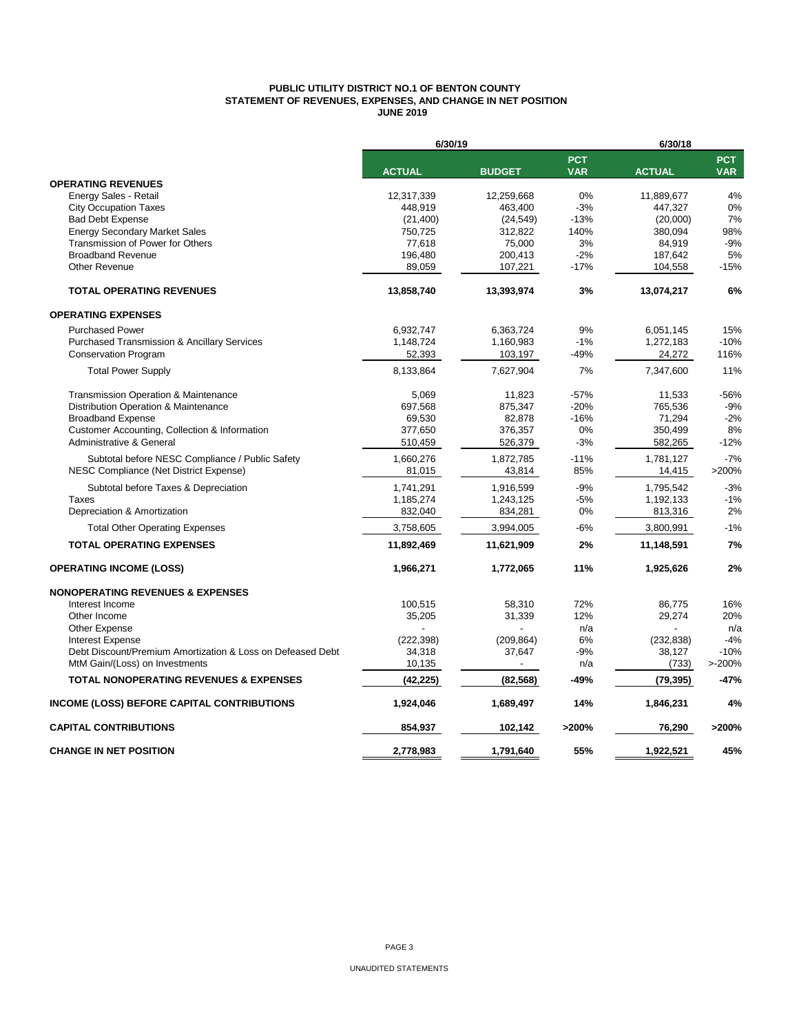**PUBLIC UTILITY DISTRICT NO.1 OF BENTON COUNTY**
**STATEMENT OF REVENUES, EXPENSES, AND CHANGE IN NET POSITION**
**JUNE 2019**

| | 6/30/19 | | | 6/30/18 | |
|---|---|---|---|---|---|
| | **ACTUAL** | **BUDGET** | **PCT VAR** | **ACTUAL** | **PCT VAR** |
| **OPERATING REVENUES** | | | | | |
| Energy Sales - Retail | 12,317,339 | 12,259,668 | 0% | 11,889,677 | 4% |
| City Occupation Taxes | 448,919 | 463,400 | -3% | 447,327 | 0% |
| Bad Debt Expense | (21,400) | (24,549) | -13% | (20,000) | 7% |
| Energy Secondary Market Sales | 750,725 | 312,822 | 140% | 380,094 | 98% |
| Transmission of Power for Others | 77,618 | 75,000 | 3% | 84,919 | -9% |
| Broadband Revenue | 196,480 | 200,413 | -2% | 187,642 | 5% |
| Other Revenue | 89,059 | 107,221 | -17% | 104,558 | -15% |
| **TOTAL OPERATING REVENUES** | **13,858,740** | **13,393,974** | **3%** | **13,074,217** | **6%** |
| **OPERATING EXPENSES** | | | | | |
| Purchased Power | 6,932,747 | 6,363,724 | 9% | 6,051,145 | 15% |
| Purchased Transmission & Ancillary Services | 1,148,724 | 1,160,983 | -1% | 1,272,183 | -10% |
| Conservation Program | 52,393 | 103,197 | -49% | 24,272 | 116% |
| Total Power Supply | 8,133,864 | 7,627,904 | 7% | 7,347,600 | 11% |
| Transmission Operation & Maintenance | 5,069 | 11,823 | -57% | 11,533 | -56% |
| Distribution Operation & Maintenance | 697,568 | 875,347 | -20% | 765,536 | -9% |
| Broadband Expense | 69,530 | 82,878 | -16% | 71,294 | -2% |
| Customer Accounting, Collection & Information | 377,650 | 376,357 | 0% | 350,499 | 8% |
| Administrative & General | 510,459 | 526,379 | -3% | 582,265 | -12% |
| Subtotal before NESC Compliance / Public Safety | 1,660,276 | 1,872,785 | -11% | 1,781,127 | -7% |
| NESC Compliance (Net District Expense) | 81,015 | 43,814 | 85% | 14,415 | >200% |
| Subtotal before Taxes & Depreciation | 1,741,291 | 1,916,599 | -9% | 1,795,542 | -3% |
| Taxes | 1,185,274 | 1,243,125 | -5% | 1,192,133 | -1% |
| Depreciation & Amortization | 832,040 | 834,281 | 0% | 813,316 | 2% |
| Total Other Operating Expenses | 3,758,605 | 3,994,005 | -6% | 3,800,991 | -1% |
| **TOTAL OPERATING EXPENSES** | **11,892,469** | **11,621,909** | **2%** | **11,148,591** | **7%** |
| **OPERATING INCOME (LOSS)** | **1,966,271** | **1,772,065** | **11%** | **1,925,626** | **2%** |
| **NONOPERATING REVENUES & EXPENSES** | | | | | |
| Interest Income | 100,515 | 58,310 | 72% | 86,775 | 16% |
| Other Income | 35,205 | 31,339 | 12% | 29,274 | 20% |
| Other Expense | - | - | n/a | - | n/a |
| Interest Expense | (222,398) | (209,864) | 6% | (232,838) | -4% |
| Debt Discount/Premium Amortization & Loss on Defeased Debt | 34,318 | 37,647 | -9% | 38,127 | -10% |
| MtM Gain/(Loss) on Investments | 10,135 | - | n/a | (733) | >-200% |
| **TOTAL NONOPERATING REVENUES & EXPENSES** | **(42,225)** | **(82,568)** | **-49%** | **(79,395)** | **-47%** |
| **INCOME (LOSS) BEFORE CAPITAL CONTRIBUTIONS** | **1,924,046** | **1,689,497** | **14%** | **1,846,231** | **4%** |
| **CAPITAL CONTRIBUTIONS** | **854,937** | **102,142** | **>200%** | **76,290** | **>200%** |
| **CHANGE IN NET POSITION** | **2,778,983** | **1,791,640** | **55%** | **1,922,521** | **45%** |

UNAUDITED STATEMENTS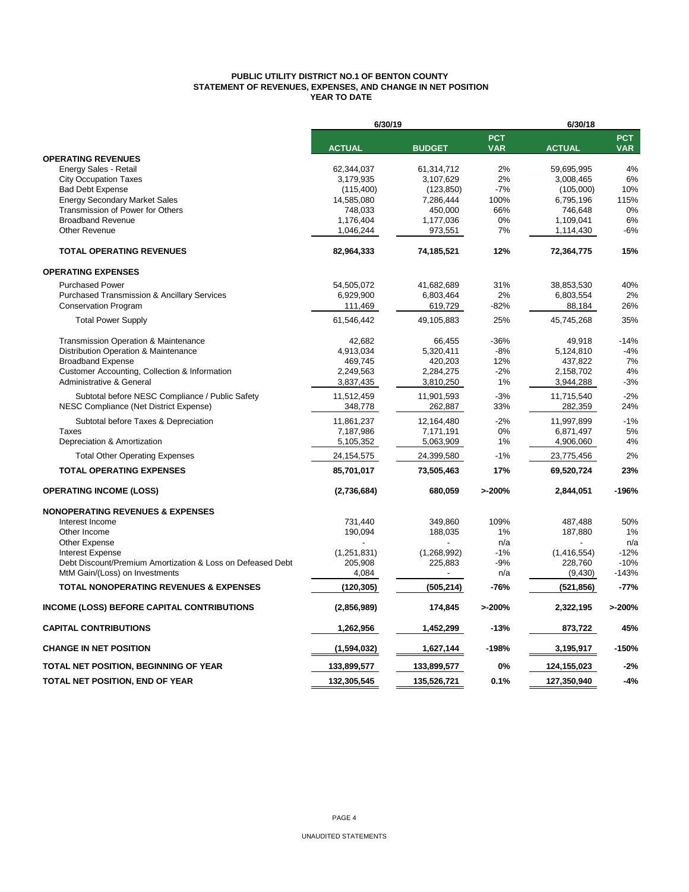**PUBLIC UTILITY DISTRICT NO.1 OF BENTON COUNTY**
**STATEMENT OF REVENUES, EXPENSES, AND CHANGE IN NET POSITION**
**YEAR TO DATE**

| | 6/30/19 | | | 6/30/18 | |
|---|---|---|---|---|---|
| | **ACTUAL** | **BUDGET** | **PCT VAR** | **ACTUAL** | **PCT VAR** |
| **OPERATING REVENUES** | | | | | |
| Energy Sales - Retail | 62,344,037 | 61,314,712 | 2% | 59,695,995 | 4% |
| City Occupation Taxes | 3,179,935 | 3,107,629 | 2% | 3,008,465 | 6% |
| Bad Debt Expense | (115,400) | (123,850) | -7% | (105,000) | 10% |
| Energy Secondary Market Sales | 14,585,080 | 7,286,444 | 100% | 6,795,196 | 115% |
| Transmission of Power for Others | 748,033 | 450,000 | 66% | 746,648 | 0% |
| Broadband Revenue | 1,176,404 | 1,177,036 | 0% | 1,109,041 | 6% |
| Other Revenue | 1,046,244 | 973,551 | 7% | 1,114,430 | -6% |
| **TOTAL OPERATING REVENUES** | **82,964,333** | **74,185,521** | **12%** | **72,364,775** | **15%** |
| **OPERATING EXPENSES** | | | | | |
| Purchased Power | 54,505,072 | 41,682,689 | 31% | 38,853,530 | 40% |
| Purchased Transmission & Ancillary Services | 6,929,900 | 6,803,464 | 2% | 6,803,554 | 2% |
| Conservation Program | 111,469 | 619,729 | -82% | 88,184 | 26% |
| Total Power Supply | 61,546,442 | 49,105,883 | 25% | 45,745,268 | 35% |
| Transmission Operation & Maintenance | 42,682 | 66,455 | -36% | 49,918 | -14% |
| Distribution Operation & Maintenance | 4,913,034 | 5,320,411 | -8% | 5,124,810 | -4% |
| Broadband Expense | 469,745 | 420,203 | 12% | 437,822 | 7% |
| Customer Accounting, Collection & Information | 2,249,563 | 2,284,275 | -2% | 2,158,702 | 4% |
| Administrative & General | 3,837,435 | 3,810,250 | 1% | 3,944,288 | -3% |
| Subtotal before NESC Compliance / Public Safety | 11,512,459 | 11,901,593 | -3% | 11,715,540 | -2% |
| NESC Compliance (Net District Expense) | 348,778 | 262,887 | 33% | 282,359 | 24% |
| Subtotal before Taxes & Depreciation | 11,861,237 | 12,164,480 | -2% | 11,997,899 | -1% |
| Taxes | 7,187,986 | 7,171,191 | 0% | 6,871,497 | 5% |
| Depreciation & Amortization | 5,105,352 | 5,063,909 | 1% | 4,906,060 | 4% |
| Total Other Operating Expenses | 24,154,575 | 24,399,580 | -1% | 23,775,456 | 2% |
| **TOTAL OPERATING EXPENSES** | **85,701,017** | **73,505,463** | **17%** | **69,520,724** | **23%** |
| **OPERATING INCOME (LOSS)** | **(2,736,684)** | **680,059** | **>-200%** | **2,844,051** | **-196%** |
| **NONOPERATING REVENUES & EXPENSES** | | | | | |
| Interest Income | 731,440 | 349,860 | 109% | 487,488 | 50% |
| Other Income | 190,094 | 188,035 | 1% | 187,880 | 1% |
| Other Expense | - | - | n/a | - | n/a |
| Interest Expense | (1,251,831) | (1,268,992) | -1% | (1,416,554) | -12% |
| Debt Discount/Premium Amortization & Loss on Defeased Debt | 205,908 | 225,883 | -9% | 228,760 | -10% |
| MtM Gain/(Loss) on Investments | 4,084 | - | n/a | (9,430) | -143% |
| **TOTAL NONOPERATING REVENUES & EXPENSES** | **(120,305)** | **(505,214)** | **-76%** | **(521,856)** | **-77%** |
| **INCOME (LOSS) BEFORE CAPITAL CONTRIBUTIONS** | **(2,856,989)** | **174,845** | **>-200%** | **2,322,195** | **>-200%** |
| **CAPITAL CONTRIBUTIONS** | **1,262,956** | **1,452,299** | **-13%** | **873,722** | **45%** |
| **CHANGE IN NET POSITION** | **(1,594,032)** | **1,627,144** | **-198%** | **3,195,917** | **-150%** |
| **TOTAL NET POSITION, BEGINNING OF YEAR** | **133,899,577** | **133,899,577** | **0%** | **124,155,023** | **-2%** |
| **TOTAL NET POSITION, END OF YEAR** | **132,305,545** | **135,526,721** | **0.1%** | **127,350,940** | **-4%** |

UNAUDITED STATEMENTS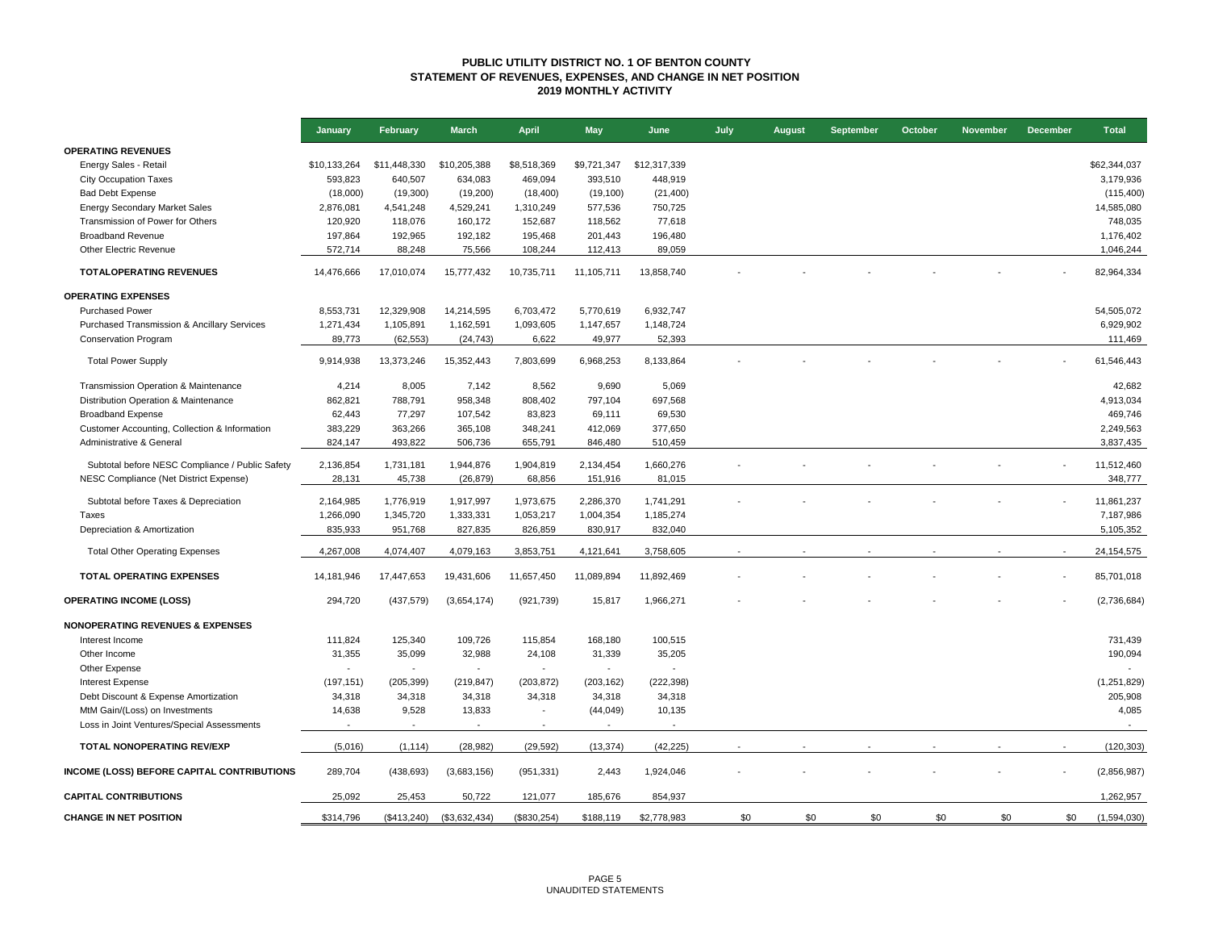# PUBLIC UTILITY DISTRICT NO. 1 OF BENTON COUNTY
## STATEMENT OF REVENUES, EXPENSES, AND CHANGE IN NET POSITION
## 2019 MONTHLY ACTIVITY

| | January | February | March | April | May | June | July | August | September | October | November | December | Total |
|---|---|---|---|---|---|---|---|---|---|---|---|---|---|
| **OPERATING REVENUES** | | | | | | | | | | | | | |
| Energy Sales - Retail | $10,133,264 | $11,448,330 | $10,205,388 | $8,518,369 | $9,721,347 | $12,317,339 | | | | | | | $62,344,037 |
| City Occupation Taxes | 593,823 | 640,507 | 634,083 | 469,094 | 393,510 | 448,919 | | | | | | | 3,179,936 |
| Bad Debt Expense | (18,000) | (19,300) | (19,200) | (18,400) | (19,100) | (21,400) | | | | | | | (115,400) |
| Energy Secondary Market Sales | 2,876,081 | 4,541,248 | 4,529,241 | 1,310,249 | 577,536 | 750,725 | | | | | | | 14,585,080 |
| Transmission of Power for Others | 120,920 | 118,076 | 160,172 | 152,687 | 118,562 | 77,618 | | | | | | | 748,035 |
| Broadband Revenue | 197,864 | 192,965 | 192,182 | 195,468 | 201,443 | 196,480 | | | | | | | 1,176,402 |
| Other Electric Revenue | 572,714 | 88,248 | 75,566 | 108,244 | 112,413 | 89,059 | | | | | | | 1,046,244 |
| **TOTALOPERATING REVENUES** | 14,476,666 | 17,010,074 | 15,777,432 | 10,735,711 | 11,105,711 | 13,858,740 | - | - | - | - | - | - | 82,964,334 |
| **OPERATING EXPENSES** | | | | | | | | | | | | | |
| Purchased Power | 8,553,731 | 12,329,908 | 14,214,595 | 6,703,472 | 5,770,619 | 6,932,747 | | | | | | | 54,505,072 |
| Purchased Transmission & Ancillary Services | 1,271,434 | 1,105,891 | 1,162,591 | 1,093,605 | 1,147,657 | 1,148,724 | | | | | | | 6,929,902 |
| Conservation Program | 89,773 | (62,553) | (24,743) | 6,622 | 49,977 | 52,393 | | | | | | | 111,469 |
| Total Power Supply | 9,914,938 | 13,373,246 | 15,352,443 | 7,803,699 | 6,968,253 | 8,133,864 | - | - | - | - | - | - | 61,546,443 |
| Transmission Operation & Maintenance | 4,214 | 8,005 | 7,142 | 8,562 | 9,690 | 5,069 | | | | | | | 42,682 |
| Distribution Operation & Maintenance | 862,821 | 788,791 | 958,348 | 808,402 | 797,104 | 697,568 | | | | | | | 4,913,034 |
| Broadband Expense | 62,443 | 77,297 | 107,542 | 83,823 | 69,111 | 69,530 | | | | | | | 469,746 |
| Customer Accounting, Collection & Information | 383,229 | 363,266 | 365,108 | 348,241 | 412,069 | 377,650 | | | | | | | 2,249,563 |
| Administrative & General | 824,147 | 493,822 | 506,736 | 655,791 | 846,480 | 510,459 | | | | | | | 3,837,435 |
| Subtotal before NESC Compliance / Public Safety | 2,136,854 | 1,731,181 | 1,944,876 | 1,904,819 | 2,134,454 | 1,660,276 | - | - | - | - | - | - | 11,512,460 |
| NESC Compliance (Net District Expense) | 28,131 | 45,738 | (26,879) | 68,856 | 151,916 | 81,015 | | | | | | | 348,777 |
| Subtotal before Taxes & Depreciation | 2,164,985 | 1,776,919 | 1,917,997 | 1,973,675 | 2,286,370 | 1,741,291 | - | - | - | - | - | - | 11,861,237 |
| Taxes | 1,266,090 | 1,345,720 | 1,333,331 | 1,053,217 | 1,004,354 | 1,185,274 | | | | | | | 7,187,986 |
| Depreciation & Amortization | 835,933 | 951,768 | 827,835 | 826,859 | 830,917 | 832,040 | | | | | | | 5,105,352 |
| Total Other Operating Expenses | 4,267,008 | 4,074,407 | 4,079,163 | 3,853,751 | 4,121,641 | 3,758,605 | - | - | - | - | - | - | 24,154,575 |
| **TOTAL OPERATING EXPENSES** | 14,181,946 | 17,447,653 | 19,431,606 | 11,657,450 | 11,089,894 | 11,892,469 | - | - | - | - | - | - | 85,701,018 |
| **OPERATING INCOME (LOSS)** | 294,720 | (437,579) | (3,654,174) | (921,739) | 15,817 | 1,966,271 | - | - | - | - | - | - | (2,736,684) |
| **NONOPERATING REVENUES & EXPENSES** | | | | | | | | | | | | | |
| Interest Income | 111,824 | 125,340 | 109,726 | 115,854 | 168,180 | 100,515 | | | | | | | 731,439 |
| Other Income | 31,355 | 35,099 | 32,988 | 24,108 | 31,339 | 35,205 | | | | | | | 190,094 |
| Other Expense | - | - | - | - | - | - | | | | | | | - |
| Interest Expense | (197,151) | (205,399) | (219,847) | (203,872) | (203,162) | (222,398) | | | | | | | (1,251,829) |
| Debt Discount & Expense Amortization | 34,318 | 34,318 | 34,318 | 34,318 | 34,318 | 34,318 | | | | | | | 205,908 |
| MtM Gain/(Loss) on Investments | 14,638 | 9,528 | 13,833 | - | (44,049) | 10,135 | | | | | | | 4,085 |
| Loss in Joint Ventures/Special Assessments | - | - | - | - | - | - | | | | | | | - |
| **TOTAL NONOPERATING REV/EXP** | (5,016) | (1,114) | (28,982) | (29,592) | (13,374) | (42,225) | - | - | - | - | - | - | (120,303) |
| **INCOME (LOSS) BEFORE CAPITAL CONTRIBUTIONS** | 289,704 | (438,693) | (3,683,156) | (951,331) | 2,443 | 1,924,046 | - | - | - | - | - | - | (2,856,987) |
| **CAPITAL CONTRIBUTIONS** | 25,092 | 25,453 | 50,722 | 121,077 | 185,676 | 854,937 | | | | | | | 1,262,957 |
| **CHANGE IN NET POSITION** | $314,796 | ($413,240) | ($3,632,434) | ($830,254) | $188,119 | $2,778,983 | $0 | $0 | $0 | $0 | $0 | $0 | (1,594,030) |

UNAUDITED STATEMENTS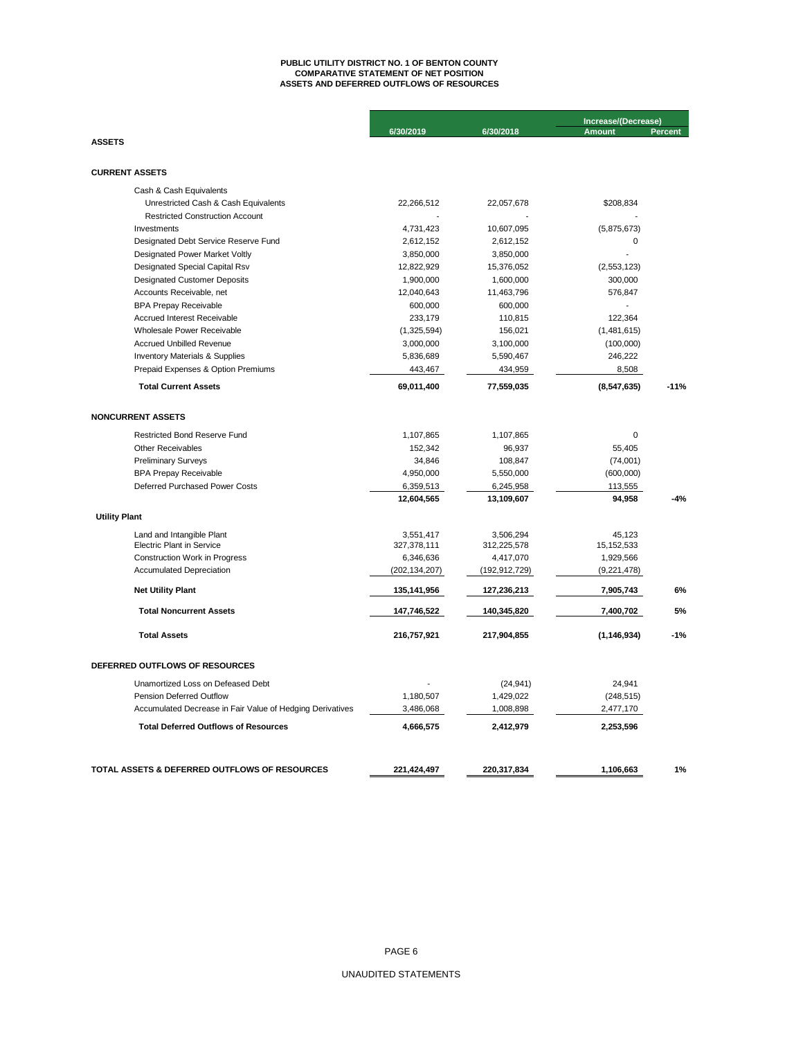# PUBLIC UTILITY DISTRICT NO. 1 OF BENTON COUNTY
## COMPARATIVE STATEMENT OF NET POSITION
## ASSETS AND DEFERRED OUTFLOWS OF RESOURCES

| | 6/30/2019 | 6/30/2018 | Increase/(Decrease) Amount | Percent |
|---|---|---|---|---|
| **ASSETS** | | | | |
| **CURRENT ASSETS** | | | | |
| Cash & Cash Equivalents | | | | |
| Unrestricted Cash & Cash Equivalents | 22,266,512 | 22,057,678 | $208,834 | |
| Restricted Construction Account | - | - | - | |
| Investments | 4,731,423 | 10,607,095 | (5,875,673) | |
| Designated Debt Service Reserve Fund | 2,612,152 | 2,612,152 | 0 | |
| Designated Power Market Voltly | 3,850,000 | 3,850,000 | - | |
| Designated Special Capital Rsv | 12,822,929 | 15,376,052 | (2,553,123) | |
| Designated Customer Deposits | 1,900,000 | 1,600,000 | 300,000 | |
| Accounts Receivable, net | 12,040,643 | 11,463,796 | 576,847 | |
| BPA Prepay Receivable | 600,000 | 600,000 | - | |
| Accrued Interest Receivable | 233,179 | 110,815 | 122,364 | |
| Wholesale Power Receivable | (1,325,594) | 156,021 | (1,481,615) | |
| Accrued Unbilled Revenue | 3,000,000 | 3,100,000 | (100,000) | |
| Inventory Materials & Supplies | 5,836,689 | 5,590,467 | 246,222 | |
| Prepaid Expenses & Option Premiums | 443,467 | 434,959 | 8,508 | |
| **Total Current Assets** | **69,011,400** | **77,559,035** | **(8,547,635)** | **-11%** |
| **NONCURRENT ASSETS** | | | | |
| Restricted Bond Reserve Fund | 1,107,865 | 1,107,865 | 0 | |
| Other Receivables | 152,342 | 96,937 | 55,405 | |
| Preliminary Surveys | 34,846 | 108,847 | (74,001) | |
| BPA Prepay Receivable | 4,950,000 | 5,550,000 | (600,000) | |
| Deferred Purchased Power Costs | 6,359,513 | 6,245,958 | 113,555 | |
| | **12,604,565** | **13,109,607** | **94,958** | **-4%** |
| **Utility Plant** | | | | |
| Land and Intangible Plant | 3,551,417 | 3,506,294 | 45,123 | |
| Electric Plant in Service | 327,378,111 | 312,225,578 | 15,152,533 | |
| Construction Work in Progress | 6,346,636 | 4,417,070 | 1,929,566 | |
| Accumulated Depreciation | (202,134,207) | (192,912,729) | (9,221,478) | |
| **Net Utility Plant** | **135,141,956** | **127,236,213** | **7,905,743** | **6%** |
| **Total Noncurrent Assets** | **147,746,522** | **140,345,820** | **7,400,702** | **5%** |
| **Total Assets** | **216,757,921** | **217,904,855** | **(1,146,934)** | **-1%** |
| **DEFERRED OUTFLOWS OF RESOURCES** | | | | |
| Unamortized Loss on Defeased Debt | - | (24,941) | 24,941 | |
| Pension Deferred Outflow | 1,180,507 | 1,429,022 | (248,515) | |
| Accumulated Decrease in Fair Value of Hedging Derivatives | 3,486,068 | 1,008,898 | 2,477,170 | |
| **Total Deferred Outflows of Resources** | **4,666,575** | **2,412,979** | **2,253,596** | |
| **TOTAL ASSETS & DEFERRED OUTFLOWS OF RESOURCES** | **221,424,497** | **220,317,834** | **1,106,663** | **1%** |

UNAUDITED STATEMENTS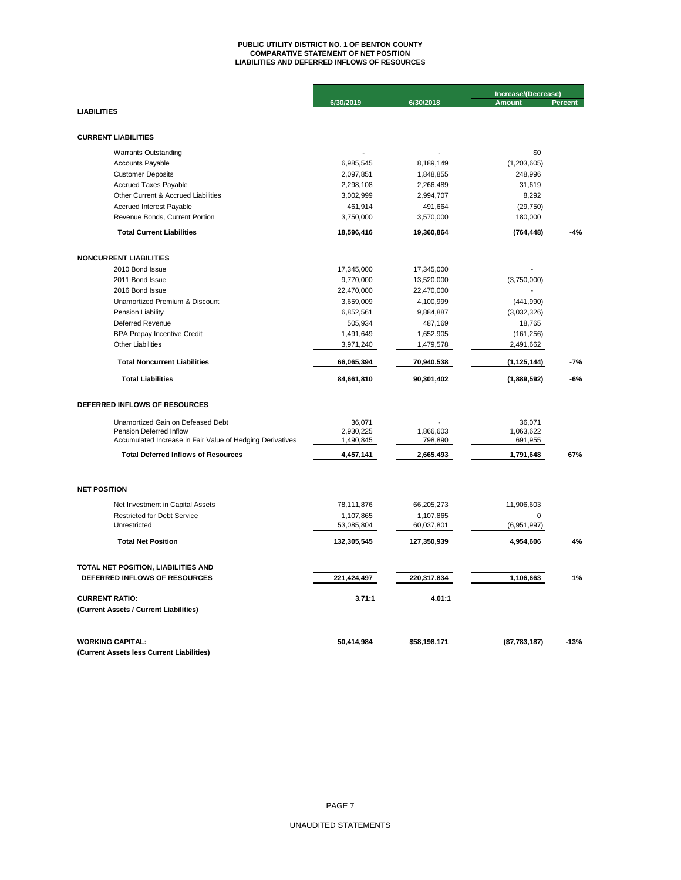# PUBLIC UTILITY DISTRICT NO. 1 OF BENTON COUNTY
## COMPARATIVE STATEMENT OF NET POSITION
## LIABILITIES AND DEFERRED INFLOWS OF RESOURCES

| | 6/30/2019 | 6/30/2018 | Increase/(Decrease) Amount | Percent |
|---|---|---|---|---|
| **LIABILITIES** | | | | |
| **CURRENT LIABILITIES** | | | | |
| Warrants Outstanding | - | - | $0 | |
| Accounts Payable | 6,985,545 | 8,189,149 | (1,203,605) | |
| Customer Deposits | 2,097,851 | 1,848,855 | 248,996 | |
| Accrued Taxes Payable | 2,298,108 | 2,266,489 | 31,619 | |
| Other Current & Accrued Liabilities | 3,002,999 | 2,994,707 | 8,292 | |
| Accrued Interest Payable | 461,914 | 491,664 | (29,750) | |
| Revenue Bonds, Current Portion | 3,750,000 | 3,570,000 | 180,000 | |
| **Total Current Liabilities** | **18,596,416** | **19,360,864** | **(764,448)** | **-4%** |
| **NONCURRENT LIABILITIES** | | | | |
| 2010 Bond Issue | 17,345,000 | 17,345,000 | - | |
| 2011 Bond Issue | 9,770,000 | 13,520,000 | (3,750,000) | |
| 2016 Bond Issue | 22,470,000 | 22,470,000 | - | |
| Unamortized Premium & Discount | 3,659,009 | 4,100,999 | (441,990) | |
| Pension Liability | 6,852,561 | 9,884,887 | (3,032,326) | |
| Deferred Revenue | 505,934 | 487,169 | 18,765 | |
| BPA Prepay Incentive Credit | 1,491,649 | 1,652,905 | (161,256) | |
| Other Liabilities | 3,971,240 | 1,479,578 | 2,491,662 | |
| **Total Noncurrent Liabilities** | **66,065,394** | **70,940,538** | **(1,125,144)** | **-7%** |
| **Total Liabilities** | **84,661,810** | **90,301,402** | **(1,889,592)** | **-6%** |
| **DEFERRED INFLOWS OF RESOURCES** | | | | |
| Unamortized Gain on Defeased Debt | 36,071 | - | 36,071 | |
| Pension Deferred Inflow | 2,930,225 | 1,866,603 | 1,063,622 | |
| Accumulated Increase in Fair Value of Hedging Derivatives | 1,490,845 | 798,890 | 691,955 | |
| **Total Deferred Inflows of Resources** | **4,457,141** | **2,665,493** | **1,791,648** | **67%** |
| **NET POSITION** | | | | |
| Net Investment in Capital Assets | 78,111,876 | 66,205,273 | 11,906,603 | |
| Restricted for Debt Service | 1,107,865 | 1,107,865 | 0 | |
| Unrestricted | 53,085,804 | 60,037,801 | (6,951,997) | |
| **Total Net Position** | **132,305,545** | **127,350,939** | **4,954,606** | **4%** |
| **TOTAL NET POSITION, LIABILITIES AND DEFERRED INFLOWS OF RESOURCES** | **221,424,497** | **220,317,834** | **1,106,663** | **1%** |
| **CURRENT RATIO:** (Current Assets / Current Liabilities) | **3.71:1** | **4.01:1** | | |
| **WORKING CAPITAL:** (Current Assets less Current Liabilities) | **50,414,984** | **$58,198,171** | **($7,783,187)** | **-13%** |

UNAUDITED STATEMENTS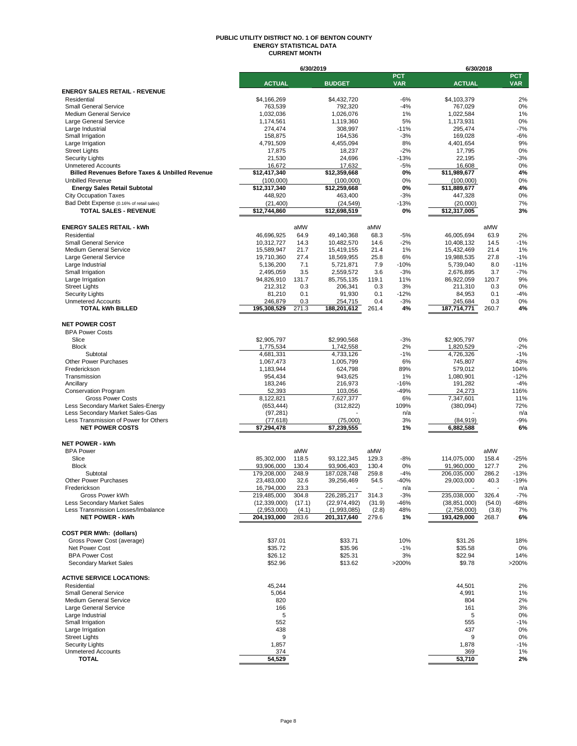# PUBLIC UTILITY DISTRICT NO. 1 OF BENTON COUNTY
## ENERGY STATISTICAL DATA
### CURRENT MONTH

| | 6/30/2019 | | | | | 6/30/2018 | | |
|---|---|---|---|---|---|---|---|---|
| | ACTUAL | | BUDGET | | PCT VAR | ACTUAL | | PCT VAR |
| **ENERGY SALES RETAIL - REVENUE** | | | | | | | | |
| Residential | $4,166,269 | | $4,432,720 | | -6% | $4,103,379 | | 2% |
| Small General Service | 763,539 | | 792,320 | | -4% | 767,029 | | 0% |
| Medium General Service | 1,032,036 | | 1,026,076 | | 1% | 1,022,584 | | 1% |
| Large General Service | 1,174,561 | | 1,119,360 | | 5% | 1,173,931 | | 0% |
| Large Industrial | 274,474 | | 308,997 | | -11% | 295,474 | | -7% |
| Small Irrigation | 158,875 | | 164,536 | | -3% | 169,028 | | -6% |
| Large Irrigation | 4,791,509 | | 4,455,094 | | 8% | 4,401,654 | | 9% |
| Street Lights | 17,875 | | 18,237 | | -2% | 17,795 | | 0% |
| Security Lights | 21,530 | | 24,696 | | -13% | 22,195 | | -3% |
| Unmetered Accounts | 16,672 | | 17,632 | | -5% | 16,608 | | 0% |
| **Billed Revenues Before Taxes & Unbilled Revenue** | **$12,417,340** | | **$12,359,668** | | **0%** | **$11,989,677** | | **4%** |
| Unbilled Revenue | (100,000) | | (100,000) | | 0% | (100,000) | | 0% |
| **Energy Sales Retail Subtotal** | **$12,317,340** | | **$12,259,668** | | **0%** | **$11,889,677** | | **4%** |
| City Occupation Taxes | 448,920 | | 463,400 | | -3% | 447,328 | | 0% |
| Bad Debt Expense (0.16% of retail sales) | (21,400) | | (24,549) | | -13% | (20,000) | | 7% |
| **TOTAL SALES - REVENUE** | **$12,744,860** | | **$12,698,519** | | **0%** | **$12,317,005** | | **3%** |
| | | | | | | | | |
| **ENERGY SALES RETAIL - kWh** | | aMW | | aMW | | | aMW | |
| Residential | 46,696,925 | 64.9 | 49,140,368 | 68.3 | -5% | 46,005,694 | 63.9 | 2% |
| Small General Service | 10,312,727 | 14.3 | 10,482,570 | 14.6 | -2% | 10,408,132 | 14.5 | -1% |
| Medium General Service | 15,589,947 | 21.7 | 15,419,155 | 21.4 | 1% | 15,432,469 | 21.4 | 1% |
| Large General Service | 19,710,360 | 27.4 | 18,569,955 | 25.8 | 6% | 19,988,535 | 27.8 | -1% |
| Large Industrial | 5,136,200 | 7.1 | 5,721,871 | 7.9 | -10% | 5,739,040 | 8.0 | -11% |
| Small Irrigation | 2,495,059 | 3.5 | 2,559,572 | 3.6 | -3% | 2,676,895 | 3.7 | -7% |
| Large Irrigation | 94,826,910 | 131.7 | 85,755,135 | 119.1 | 11% | 86,922,059 | 120.7 | 9% |
| Street Lights | 212,312 | 0.3 | 206,341 | 0.3 | 3% | 211,310 | 0.3 | 0% |
| Security Lights | 81,210 | 0.1 | 91,930 | 0.1 | -12% | 84,953 | 0.1 | -4% |
| Unmetered Accounts | 246,879 | 0.3 | 254,715 | 0.4 | -3% | 245,684 | 0.3 | 0% |
| **TOTAL kWh BILLED** | **195,308,529** | **271.3** | **188,201,612** | **261.4** | **4%** | **187,714,771** | **260.7** | **4%** |
| | | | | | | | | |
| **NET POWER COST** | | | | | | | | |
| BPA Power Costs | | | | | | | | |
| Slice | $2,905,797 | | $2,990,568 | | -3% | $2,905,797 | | 0% |
| Block | 1,775,534 | | 1,742,558 | | 2% | 1,820,529 | | -2% |
| Subtotal | 4,681,331 | | 4,733,126 | | -1% | 4,726,326 | | -1% |
| Other Power Purchases | 1,067,473 | | 1,005,799 | | 6% | 745,807 | | 43% |
| Frederickson | 1,183,944 | | 624,798 | | 89% | 579,012 | | 104% |
| Transmission | 954,434 | | 943,625 | | 1% | 1,080,901 | | -12% |
| Ancillary | 183,246 | | 216,973 | | -16% | 191,282 | | -4% |
| Conservation Program | 52,393 | | 103,056 | | -49% | 24,273 | | 116% |
| Gross Power Costs | 8,122,821 | | 7,627,377 | | 6% | 7,347,601 | | 11% |
| Less Secondary Market Sales-Energy | (653,444) | | (312,822) | | 109% | (380,094) | | 72% |
| Less Secondary Market Sales-Gas | (97,281) | | - | | n/a | - | | n/a |
| Less Transmission of Power for Others | (77,618) | | (75,000) | | 3% | (84,919) | | -9% |
| **NET POWER COSTS** | **$7,294,478** | | **$7,239,555** | | **1%** | **6,882,588** | | **6%** |
| | | | | | | | | |
| **NET POWER - kWh** | | | | | | | | |
| BPA Power | | aMW | | aMW | | | aMW | |
| Slice | 85,302,000 | 118.5 | 93,122,345 | 129.3 | -8% | 114,075,000 | 158.4 | -25% |
| Block | 93,906,000 | 130.4 | 93,906,403 | 130.4 | 0% | 91,960,000 | 127.7 | 2% |
| Subtotal | 179,208,000 | 248.9 | 187,028,748 | 259.8 | -4% | 206,035,000 | 286.2 | -13% |
| Other Power Purchases | 23,483,000 | 32.6 | 39,256,469 | 54.5 | -40% | 29,003,000 | 40.3 | -19% |
| Frederickson | 16,794,000 | 23.3 | - | - | n/a | - | - | n/a |
| Gross Power kWh | 219,485,000 | 304.8 | 226,285,217 | 314.3 | -3% | 235,038,000 | 326.4 | -7% |
| Less Secondary Market Sales | (12,339,000) | (17.1) | (22,974,492) | (31.9) | -46% | (38,851,000) | (54.0) | -68% |
| Less Transmission Losses/Imbalance | (2,953,000) | (4.1) | (1,993,085) | (2.8) | 48% | (2,758,000) | (3.8) | 7% |
| **NET POWER - kWh** | **204,193,000** | **283.6** | **201,317,640** | **279.6** | **1%** | **193,429,000** | **268.7** | **6%** |
| | | | | | | | | |
| **COST PER MWh: (dollars)** | | | | | | | | |
| Gross Power Cost (average) | $37.01 | | $33.71 | | 10% | $31.26 | | 18% |
| Net Power Cost | $35.72 | | $35.96 | | -1% | $35.58 | | 0% |
| BPA Power Cost | $26.12 | | $25.31 | | 3% | $22.94 | | 14% |
| Secondary Market Sales | $52.96 | | $13.62 | | >200% | $9.78 | | >200% |
| | | | | | | | | |
| **ACTIVE SERVICE LOCATIONS:** | | | | | | | | |
| Residential | 45,244 | | | | | 44,501 | | 2% |
| Small General Service | 5,064 | | | | | 4,991 | | 1% |
| Medium General Service | 820 | | | | | 804 | | 2% |
| Large General Service | 166 | | | | | 161 | | 3% |
| Large Industrial | 5 | | | | | 5 | | 0% |
| Small Irrigation | 552 | | | | | 555 | | -1% |
| Large Irrigation | 438 | | | | | 437 | | 0% |
| Street Lights | 9 | | | | | 9 | | 0% |
| Security Lights | 1,857 | | | | | 1,878 | | -1% |
| Unmetered Accounts | 374 | | | | | 369 | | 1% |
| **TOTAL** | **54,529** | | | | | **53,710** | | **2%** |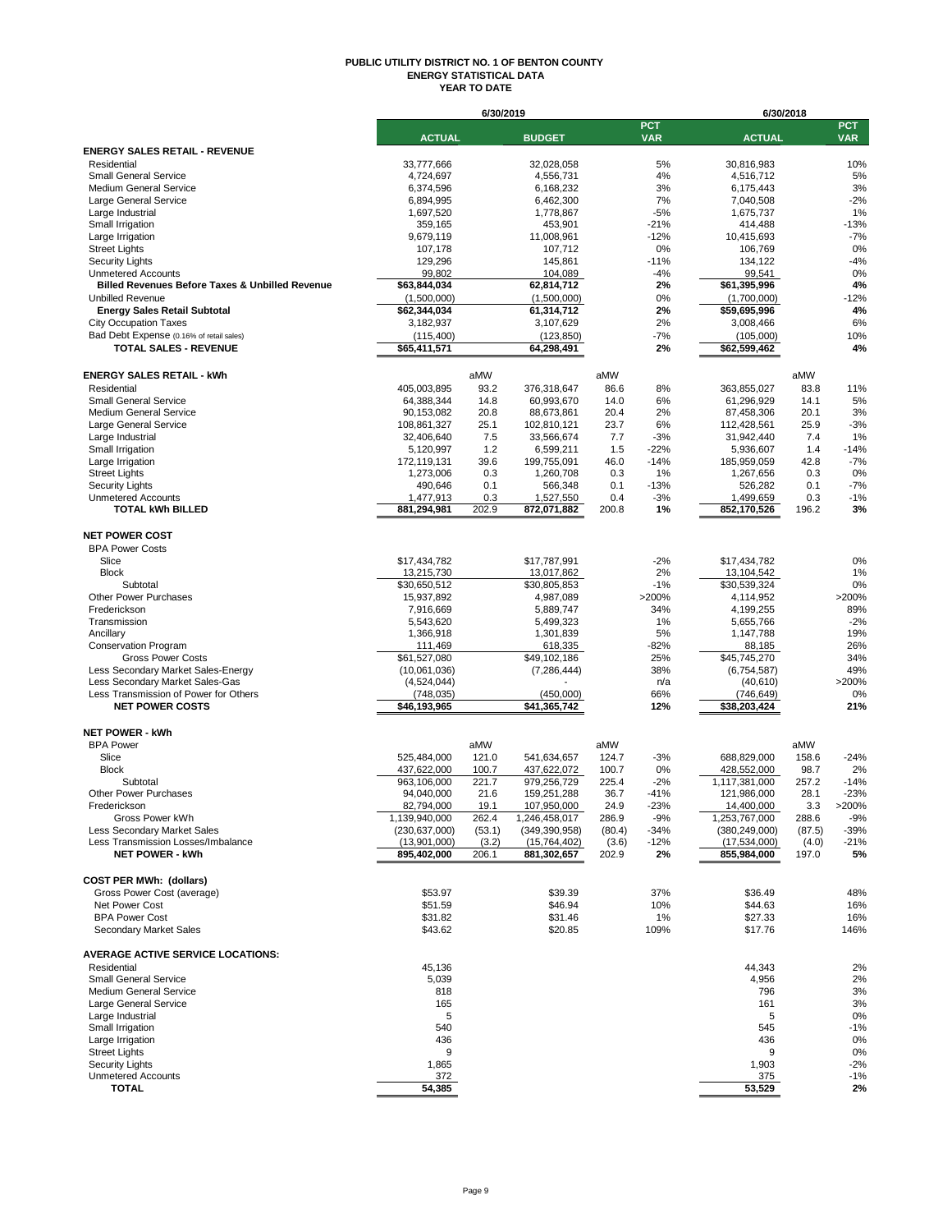# PUBLIC UTILITY DISTRICT NO. 1 OF BENTON COUNTY
## ENERGY STATISTICAL DATA
### YEAR TO DATE

| | 6/30/2019 | | | | | 6/30/2018 | | |
|---|---|---|---|---|---|---|---|---|
| | ACTUAL | | BUDGET | | PCT VAR | ACTUAL | | PCT VAR |
| **ENERGY SALES RETAIL - REVENUE** | | | | | | | | |
| Residential | 33,777,666 | | 32,028,058 | | 5% | 30,816,983 | | 10% |
| Small General Service | 4,724,697 | | 4,556,731 | | 4% | 4,516,712 | | 5% |
| Medium General Service | 6,374,596 | | 6,168,232 | | 3% | 6,175,443 | | 3% |
| Large General Service | 6,894,995 | | 6,462,300 | | 7% | 7,040,508 | | -2% |
| Large Industrial | 1,697,520 | | 1,778,867 | | -5% | 1,675,737 | | 1% |
| Small Irrigation | 359,165 | | 453,901 | | -21% | 414,488 | | -13% |
| Large Irrigation | 9,679,119 | | 11,008,961 | | -12% | 10,415,693 | | -7% |
| Street Lights | 107,178 | | 107,712 | | 0% | 106,769 | | 0% |
| Security Lights | 129,296 | | 145,861 | | -11% | 134,122 | | -4% |
| Unmetered Accounts | 99,802 | | 104,089 | | -4% | 99,541 | | 0% |
| **Billed Revenues Before Taxes & Unbilled Revenue** | **$63,844,034** | | **62,814,712** | | **2%** | **$61,395,996** | | **4%** |
| Unbilled Revenue | (1,500,000) | | (1,500,000) | | 0% | (1,700,000) | | -12% |
| **Energy Sales Retail Subtotal** | **$62,344,034** | | **61,314,712** | | **2%** | **$59,695,996** | | **4%** |
| City Occupation Taxes | 3,182,937 | | 3,107,629 | | 2% | 3,008,466 | | 6% |
| Bad Debt Expense (0.16% of retail sales) | (115,400) | | (123,850) | | -7% | (105,000) | | 10% |
| **TOTAL SALES - REVENUE** | **$65,411,571** | | **64,298,491** | | **2%** | **$62,599,462** | | **4%** |
| | | | | | | | | |
| **ENERGY SALES RETAIL - kWh** | | aMW | | aMW | | | aMW | |
| Residential | 405,003,895 | 93.2 | 376,318,647 | 86.6 | 8% | 363,855,027 | 83.8 | 11% |
| Small General Service | 64,388,344 | 14.8 | 60,993,670 | 14.0 | 6% | 61,296,929 | 14.1 | 5% |
| Medium General Service | 90,153,082 | 20.8 | 88,673,861 | 20.4 | 2% | 87,458,306 | 20.1 | 3% |
| Large General Service | 108,861,327 | 25.1 | 102,810,121 | 23.7 | 6% | 112,428,561 | 25.9 | -3% |
| Large Industrial | 32,406,640 | 7.5 | 33,566,674 | 7.7 | -3% | 31,942,440 | 7.4 | 1% |
| Small Irrigation | 5,120,997 | 1.2 | 6,599,211 | 1.5 | -22% | 5,936,607 | 1.4 | -14% |
| Large Irrigation | 172,119,131 | 39.6 | 199,755,091 | 46.0 | -14% | 185,959,059 | 42.8 | -7% |
| Street Lights | 1,273,006 | 0.3 | 1,260,708 | 0.3 | 1% | 1,267,656 | 0.3 | 0% |
| Security Lights | 490,646 | 0.1 | 566,348 | 0.1 | -13% | 526,282 | 0.1 | -7% |
| Unmetered Accounts | 1,477,913 | 0.3 | 1,527,550 | 0.4 | -3% | 1,499,659 | 0.3 | -1% |
| **TOTAL kWh BILLED** | **881,294,981** | **202.9** | **872,071,882** | **200.8** | **1%** | **852,170,526** | **196.2** | **3%** |
| | | | | | | | | |
| **NET POWER COST** | | | | | | | | |
| BPA Power Costs | | | | | | | | |
| Slice | $17,434,782 | | $17,787,991 | | -2% | $17,434,782 | | 0% |
| Block | 13,215,730 | | 13,017,862 | | 2% | 13,104,542 | | 1% |
| Subtotal | $30,650,512 | | $30,805,853 | | -1% | $30,539,324 | | 0% |
| Other Power Purchases | 15,937,892 | | 4,987,089 | | >200% | 4,114,952 | | >200% |
| Frederickson | 7,916,669 | | 5,889,747 | | 34% | 4,199,255 | | 89% |
| Transmission | 5,543,620 | | 5,499,323 | | 1% | 5,655,766 | | -2% |
| Ancillary | 1,366,918 | | 1,301,839 | | 5% | 1,147,788 | | 19% |
| Conservation Program | 111,469 | | 618,335 | | -82% | 88,185 | | 26% |
| Gross Power Costs | $61,527,080 | | $49,102,186 | | 25% | $45,745,270 | | 34% |
| Less Secondary Market Sales-Energy | (10,061,036) | | (7,286,444) | | 38% | (6,754,587) | | 49% |
| Less Secondary Market Sales-Gas | (4,524,044) | | - | | n/a | (40,610) | | >200% |
| Less Transmission of Power for Others | (748,035) | | (450,000) | | 66% | (746,649) | | 0% |
| **NET POWER COSTS** | **$46,193,965** | | **$41,365,742** | | **12%** | **$38,203,424** | | **21%** |
| | | | | | | | | |
| **NET POWER - kWh** | | | | | | | | |
| BPA Power | | aMW | | aMW | | | aMW | |
| Slice | 525,484,000 | 121.0 | 541,634,657 | 124.7 | -3% | 688,829,000 | 158.6 | -24% |
| Block | 437,622,000 | 100.7 | 437,622,072 | 100.7 | 0% | 428,552,000 | 98.7 | 2% |
| Subtotal | 963,106,000 | 221.7 | 979,256,729 | 225.4 | -2% | 1,117,381,000 | 257.2 | -14% |
| Other Power Purchases | 94,040,000 | 21.6 | 159,251,288 | 36.7 | -41% | 121,986,000 | 28.1 | -23% |
| Frederickson | 82,794,000 | 19.1 | 107,950,000 | 24.9 | -23% | 14,400,000 | 3.3 | >200% |
| Gross Power kWh | 1,139,940,000 | 262.4 | 1,246,458,017 | 286.9 | -9% | 1,253,767,000 | 288.6 | -9% |
| Less Secondary Market Sales | (230,637,000) | (53.1) | (349,390,958) | (80.4) | -34% | (380,249,000) | (87.5) | -39% |
| Less Transmission Losses/Imbalance | (13,901,000) | (3.2) | (15,764,402) | (3.6) | -12% | (17,534,000) | (4.0) | -21% |
| **NET POWER - kWh** | **895,402,000** | **206.1** | **881,302,657** | **202.9** | **2%** | **855,984,000** | **197.0** | **5%** |
| | | | | | | | | |
| **COST PER MWh: (dollars)** | | | | | | | | |
| Gross Power Cost (average) | $53.97 | | $39.39 | | 37% | $36.49 | | 48% |
| Net Power Cost | $51.59 | | $46.94 | | 10% | $44.63 | | 16% |
| BPA Power Cost | $31.82 | | $31.46 | | 1% | $27.33 | | 16% |
| Secondary Market Sales | $43.62 | | $20.85 | | 109% | $17.76 | | 146% |
| | | | | | | | | |
| **AVERAGE ACTIVE SERVICE LOCATIONS:** | | | | | | | | |
| Residential | 45,136 | | | | | 44,343 | | 2% |
| Small General Service | 5,039 | | | | | 4,956 | | 2% |
| Medium General Service | 818 | | | | | 796 | | 3% |
| Large General Service | 165 | | | | | 161 | | 3% |
| Large Industrial | 5 | | | | | 5 | | 0% |
| Small Irrigation | 540 | | | | | 545 | | -1% |
| Large Irrigation | 436 | | | | | 436 | | 0% |
| Street Lights | 9 | | | | | 9 | | 0% |
| Security Lights | 1,865 | | | | | 1,903 | | -2% |
| Unmetered Accounts | 372 | | | | | 375 | | -1% |
| **TOTAL** | **54,385** | | | | | **53,529** | | **2%** |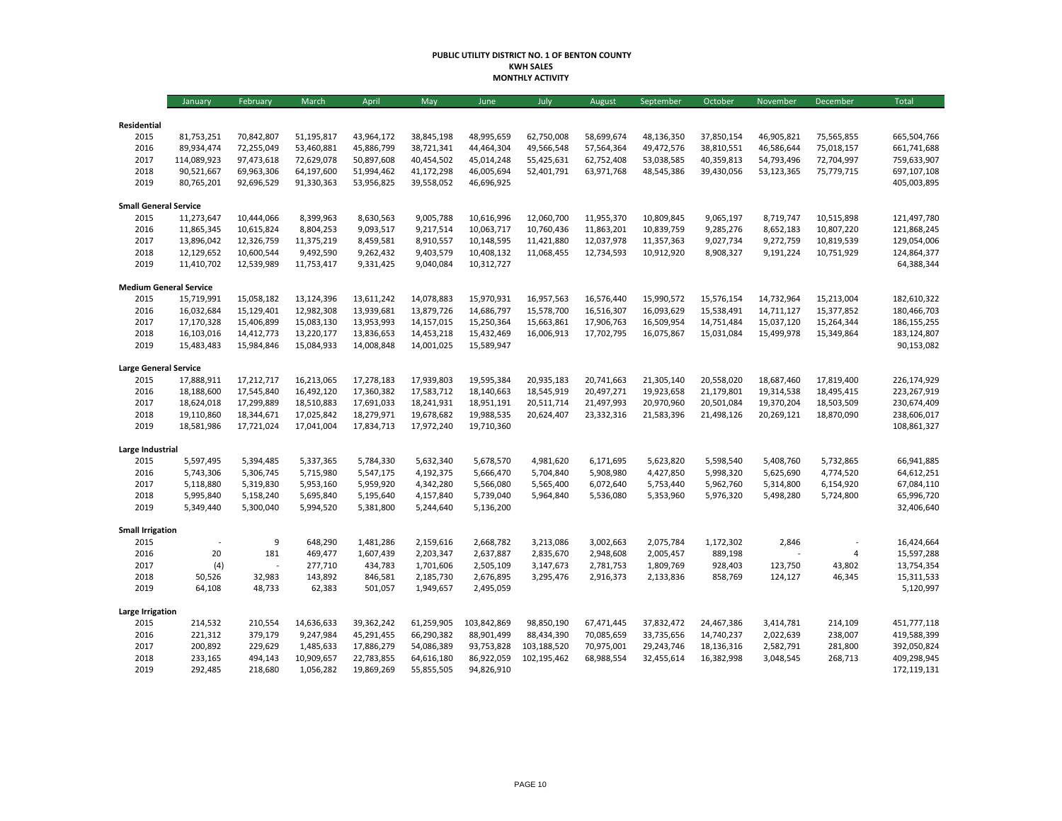# PUBLIC UTILITY DISTRICT NO. 1 OF BENTON COUNTY
## KWH SALES
## MONTHLY ACTIVITY

| | January | February | March | April | May | June | July | August | September | October | November | December | Total |
|---|---|---|---|---|---|---|---|---|---|---|---|---|---|
| **Residential** | | | | | | | | | | | | | |
| 2015 | 81,753,251 | 70,842,807 | 51,195,817 | 43,964,172 | 38,845,198 | 48,995,659 | 62,750,008 | 58,699,674 | 48,136,350 | 37,850,154 | 46,905,821 | 75,565,855 | 665,504,766 |
| 2016 | 89,934,474 | 72,255,049 | 53,460,881 | 45,886,799 | 38,721,341 | 44,464,304 | 49,566,548 | 57,564,364 | 49,472,576 | 38,810,551 | 46,586,644 | 75,018,157 | 661,741,688 |
| 2017 | 114,089,923 | 97,473,618 | 72,629,078 | 50,897,608 | 40,454,502 | 45,014,248 | 55,425,631 | 62,752,408 | 53,038,585 | 40,359,813 | 54,793,496 | 72,704,997 | 759,633,907 |
| 2018 | 90,521,667 | 69,963,306 | 64,197,600 | 51,994,462 | 41,172,298 | 46,005,694 | 52,401,791 | 63,971,768 | 48,545,386 | 39,430,056 | 53,123,365 | 75,779,715 | 697,107,108 |
| 2019 | 80,765,201 | 92,696,529 | 91,330,363 | 53,956,825 | 39,558,052 | 46,696,925 | | | | | | | 405,003,895 |
| **Small General Service** | | | | | | | | | | | | | |
| 2015 | 11,273,647 | 10,444,066 | 8,399,963 | 8,630,563 | 9,005,788 | 10,616,996 | 12,060,700 | 11,955,370 | 10,809,845 | 9,065,197 | 8,719,747 | 10,515,898 | 121,497,780 |
| 2016 | 11,865,345 | 10,615,824 | 8,804,253 | 9,093,517 | 9,217,514 | 10,063,717 | 10,760,436 | 11,863,201 | 10,839,759 | 9,285,276 | 8,652,183 | 10,807,220 | 121,868,245 |
| 2017 | 13,896,042 | 12,326,759 | 11,375,219 | 8,459,581 | 8,910,557 | 10,148,595 | 11,421,880 | 12,037,978 | 11,357,363 | 9,027,734 | 9,272,759 | 10,819,539 | 129,054,006 |
| 2018 | 12,129,652 | 10,600,544 | 9,492,590 | 9,262,432 | 9,403,579 | 10,408,132 | 11,068,455 | 12,734,593 | 10,912,920 | 8,908,327 | 9,191,224 | 10,751,929 | 124,864,377 |
| 2019 | 11,410,702 | 12,539,989 | 11,753,417 | 9,331,425 | 9,040,084 | 10,312,727 | | | | | | | 64,388,344 |
| **Medium General Service** | | | | | | | | | | | | | |
| 2015 | 15,719,991 | 15,058,182 | 13,124,396 | 13,611,242 | 14,078,883 | 15,970,931 | 16,957,563 | 16,576,440 | 15,990,572 | 15,576,154 | 14,732,964 | 15,213,004 | 182,610,322 |
| 2016 | 16,032,684 | 15,129,401 | 12,982,308 | 13,939,681 | 13,879,726 | 14,686,797 | 15,578,700 | 16,516,307 | 16,093,629 | 15,538,491 | 14,711,127 | 15,377,852 | 180,466,703 |
| 2017 | 17,170,328 | 15,406,899 | 15,083,130 | 13,953,993 | 14,157,015 | 15,250,364 | 15,663,861 | 17,906,763 | 16,509,954 | 14,751,484 | 15,037,120 | 15,264,344 | 186,155,255 |
| 2018 | 16,103,016 | 14,412,773 | 13,220,177 | 13,836,653 | 14,453,218 | 15,432,469 | 16,006,913 | 17,702,795 | 16,075,867 | 15,031,084 | 15,499,978 | 15,349,864 | 183,124,807 |
| 2019 | 15,483,483 | 15,984,846 | 15,084,933 | 14,008,848 | 14,001,025 | 15,589,947 | | | | | | | 90,153,082 |
| **Large General Service** | | | | | | | | | | | | | |
| 2015 | 17,888,911 | 17,212,717 | 16,213,065 | 17,278,183 | 17,939,803 | 19,595,384 | 20,935,183 | 20,741,663 | 21,305,140 | 20,558,020 | 18,687,460 | 17,819,400 | 226,174,929 |
| 2016 | 18,188,600 | 17,545,840 | 16,492,120 | 17,360,382 | 17,583,712 | 18,140,663 | 18,545,919 | 20,497,271 | 19,923,658 | 21,179,801 | 19,314,538 | 18,495,415 | 223,267,919 |
| 2017 | 18,624,018 | 17,299,889 | 18,510,883 | 17,691,033 | 18,241,931 | 18,951,191 | 20,511,714 | 21,497,993 | 20,970,960 | 20,501,084 | 19,370,204 | 18,503,509 | 230,674,409 |
| 2018 | 19,110,860 | 18,344,671 | 17,025,842 | 18,279,971 | 19,678,682 | 19,988,535 | 20,624,407 | 23,332,316 | 21,583,396 | 21,498,126 | 20,269,121 | 18,870,090 | 238,606,017 |
| 2019 | 18,581,986 | 17,721,024 | 17,041,004 | 17,834,713 | 17,972,240 | 19,710,360 | | | | | | | 108,861,327 |
| **Large Industrial** | | | | | | | | | | | | | |
| 2015 | 5,597,495 | 5,394,485 | 5,337,365 | 5,784,330 | 5,632,340 | 5,678,570 | 4,981,620 | 6,171,695 | 5,623,820 | 5,598,540 | 5,408,760 | 5,732,865 | 66,941,885 |
| 2016 | 5,743,306 | 5,306,745 | 5,715,980 | 5,547,175 | 4,192,375 | 5,666,470 | 5,704,840 | 5,908,980 | 4,427,850 | 5,998,320 | 5,625,690 | 4,774,520 | 64,612,251 |
| 2017 | 5,118,880 | 5,319,830 | 5,953,160 | 5,959,920 | 4,342,280 | 5,566,080 | 5,565,400 | 6,072,640 | 5,753,440 | 5,962,760 | 5,314,800 | 6,154,920 | 67,084,110 |
| 2018 | 5,995,840 | 5,158,240 | 5,695,840 | 5,195,640 | 4,157,840 | 5,739,040 | 5,964,840 | 5,536,080 | 5,353,960 | 5,976,320 | 5,498,280 | 5,724,800 | 65,996,720 |
| 2019 | 5,349,440 | 5,300,040 | 5,994,520 | 5,381,800 | 5,244,640 | 5,136,200 | | | | | | | 32,406,640 |
| **Small Irrigation** | | | | | | | | | | | | | |
| 2015 | - | 9 | 648,290 | 1,481,286 | 2,159,616 | 2,668,782 | 3,213,086 | 3,002,663 | 2,075,784 | 1,172,302 | 2,846 | - | 16,424,664 |
| 2016 | 20 | 181 | 469,477 | 1,607,439 | 2,203,347 | 2,637,887 | 2,835,670 | 2,948,608 | 2,005,457 | 889,198 | - | 4 | 15,597,288 |
| 2017 | (4) | - | 277,710 | 434,783 | 1,701,606 | 2,505,109 | 3,147,673 | 2,781,753 | 1,809,769 | 928,403 | 123,750 | 43,802 | 13,754,354 |
| 2018 | 50,526 | 32,983 | 143,892 | 846,581 | 2,185,730 | 2,676,895 | 3,295,476 | 2,916,373 | 2,133,836 | 858,769 | 124,127 | 46,345 | 15,311,533 |
| 2019 | 64,108 | 48,733 | 62,383 | 501,057 | 1,949,657 | 2,495,059 | | | | | | | 5,120,997 |
| **Large Irrigation** | | | | | | | | | | | | | |
| 2015 | 214,532 | 210,554 | 14,636,633 | 39,362,242 | 61,259,905 | 103,842,869 | 98,850,190 | 67,471,445 | 37,832,472 | 24,467,386 | 3,414,781 | 214,109 | 451,777,118 |
| 2016 | 221,312 | 379,179 | 9,247,984 | 45,291,455 | 66,290,382 | 88,901,499 | 88,434,390 | 70,085,659 | 33,735,656 | 14,740,237 | 2,022,639 | 238,007 | 419,588,399 |
| 2017 | 200,892 | 229,629 | 1,485,633 | 17,886,279 | 54,086,389 | 93,753,828 | 103,188,520 | 70,975,001 | 29,243,746 | 18,136,316 | 2,582,791 | 281,800 | 392,050,824 |
| 2018 | 233,165 | 494,143 | 10,909,657 | 22,783,855 | 64,616,180 | 86,922,059 | 102,195,462 | 68,988,554 | 32,455,614 | 16,382,998 | 3,048,545 | 268,713 | 409,298,945 |
| 2019 | 292,485 | 218,680 | 1,056,282 | 19,869,269 | 55,855,505 | 94,826,910 | | | | | | | 172,119,131 |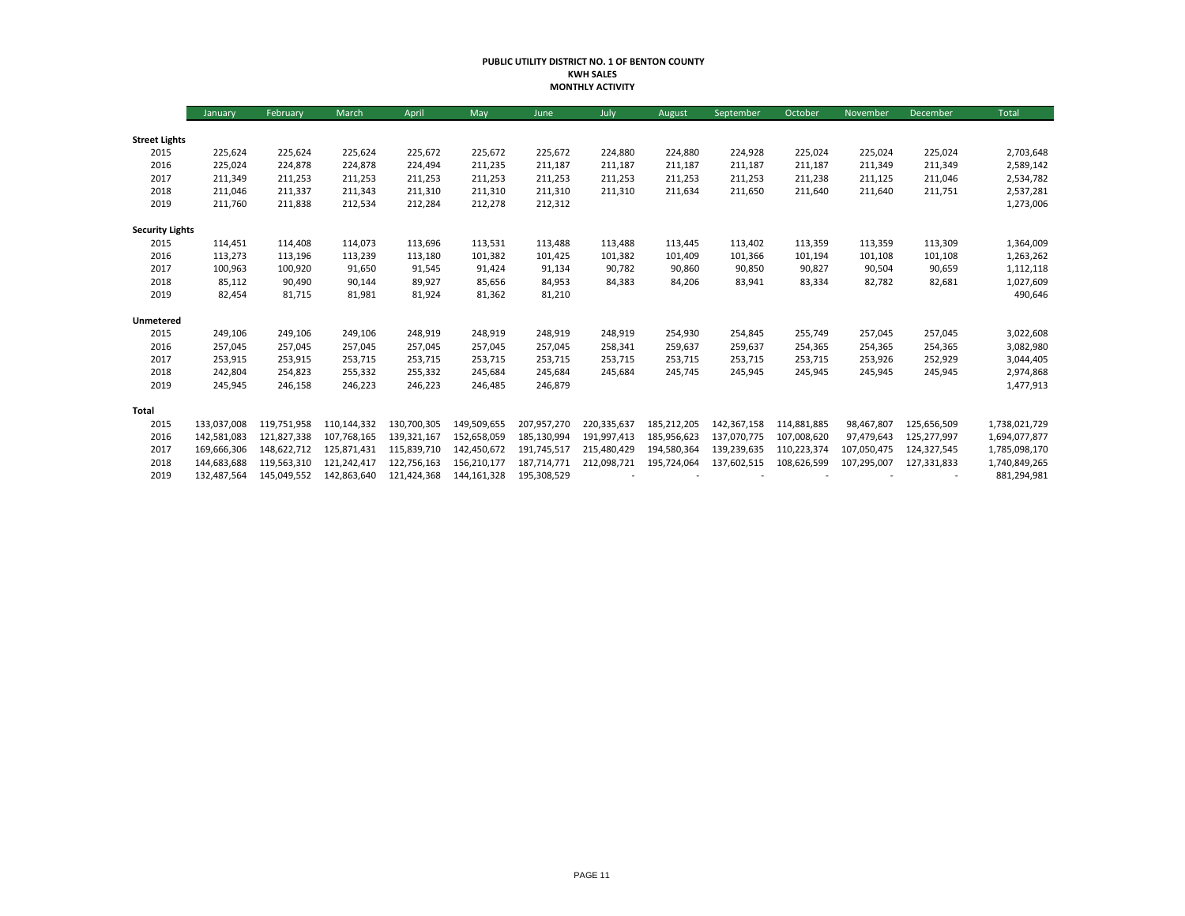**PUBLIC UTILITY DISTRICT NO. 1 OF BENTON COUNTY**
**KWH SALES**
**MONTHLY ACTIVITY**

| | January | February | March | April | May | June | July | August | September | October | November | December | Total |
|---|---|---|---|---|---|---|---|---|---|---|---|---|---|
| **Street Lights** | | | | | | | | | | | | | |
| 2015 | 225,624 | 225,624 | 225,624 | 225,672 | 225,672 | 225,672 | 224,880 | 224,880 | 224,928 | 225,024 | 225,024 | 225,024 | 2,703,648 |
| 2016 | 225,024 | 224,878 | 224,878 | 224,494 | 211,235 | 211,187 | 211,187 | 211,187 | 211,187 | 211,187 | 211,349 | 211,349 | 2,589,142 |
| 2017 | 211,349 | 211,253 | 211,253 | 211,253 | 211,253 | 211,253 | 211,253 | 211,253 | 211,253 | 211,238 | 211,125 | 211,046 | 2,534,782 |
| 2018 | 211,046 | 211,337 | 211,343 | 211,310 | 211,310 | 211,310 | 211,310 | 211,634 | 211,650 | 211,640 | 211,640 | 211,751 | 2,537,281 |
| 2019 | 211,760 | 211,838 | 212,534 | 212,284 | 212,278 | 212,312 | | | | | | | 1,273,006 |
| **Security Lights** | | | | | | | | | | | | | |
| 2015 | 114,451 | 114,408 | 114,073 | 113,696 | 113,531 | 113,488 | 113,488 | 113,445 | 113,402 | 113,359 | 113,359 | 113,309 | 1,364,009 |
| 2016 | 113,273 | 113,196 | 113,239 | 113,180 | 101,382 | 101,425 | 101,382 | 101,409 | 101,366 | 101,194 | 101,108 | 101,108 | 1,263,262 |
| 2017 | 100,963 | 100,920 | 91,650 | 91,545 | 91,424 | 91,134 | 90,782 | 90,860 | 90,850 | 90,827 | 90,504 | 90,659 | 1,112,118 |
| 2018 | 85,112 | 90,490 | 90,144 | 89,927 | 85,656 | 84,953 | 84,383 | 84,206 | 83,941 | 83,334 | 82,782 | 82,681 | 1,027,609 |
| 2019 | 82,454 | 81,715 | 81,981 | 81,924 | 81,362 | 81,210 | | | | | | | 490,646 |
| **Unmetered** | | | | | | | | | | | | | |
| 2015 | 249,106 | 249,106 | 249,106 | 248,919 | 248,919 | 248,919 | 248,919 | 254,930 | 254,845 | 255,749 | 257,045 | 257,045 | 3,022,608 |
| 2016 | 257,045 | 257,045 | 257,045 | 257,045 | 257,045 | 257,045 | 258,341 | 259,637 | 259,637 | 254,365 | 254,365 | 254,365 | 3,082,980 |
| 2017 | 253,915 | 253,915 | 253,715 | 253,715 | 253,715 | 253,715 | 253,715 | 253,715 | 253,715 | 253,715 | 253,926 | 252,929 | 3,044,405 |
| 2018 | 242,804 | 254,823 | 255,332 | 255,332 | 245,684 | 245,684 | 245,684 | 245,745 | 245,945 | 245,945 | 245,945 | 245,945 | 2,974,868 |
| 2019 | 245,945 | 246,158 | 246,223 | 246,223 | 246,485 | 246,879 | | | | | | | 1,477,913 |
| **Total** | | | | | | | | | | | | | |
| 2015 | 133,037,008 | 119,751,958 | 110,144,332 | 130,700,305 | 149,509,655 | 207,957,270 | 220,335,637 | 185,212,205 | 142,367,158 | 114,881,885 | 98,467,807 | 125,656,509 | 1,738,021,729 |
| 2016 | 142,581,083 | 121,827,338 | 107,768,165 | 139,321,167 | 152,658,059 | 185,130,994 | 191,997,413 | 185,956,623 | 137,070,775 | 107,008,620 | 97,479,643 | 125,277,997 | 1,694,077,877 |
| 2017 | 169,666,306 | 148,622,712 | 125,871,431 | 115,839,710 | 142,450,672 | 191,745,517 | 215,480,429 | 194,580,364 | 139,239,635 | 110,223,374 | 107,050,475 | 124,327,545 | 1,785,098,170 |
| 2018 | 144,683,688 | 119,563,310 | 121,242,417 | 122,756,163 | 156,210,177 | 187,714,771 | 212,098,721 | 195,724,064 | 137,602,515 | 108,626,599 | 107,295,007 | 127,331,833 | 1,740,849,265 |
| 2019 | 132,487,564 | 145,049,552 | 142,863,640 | 121,424,368 | 144,161,328 | 195,308,529 | - | - | - | - | - | - | 881,294,981 |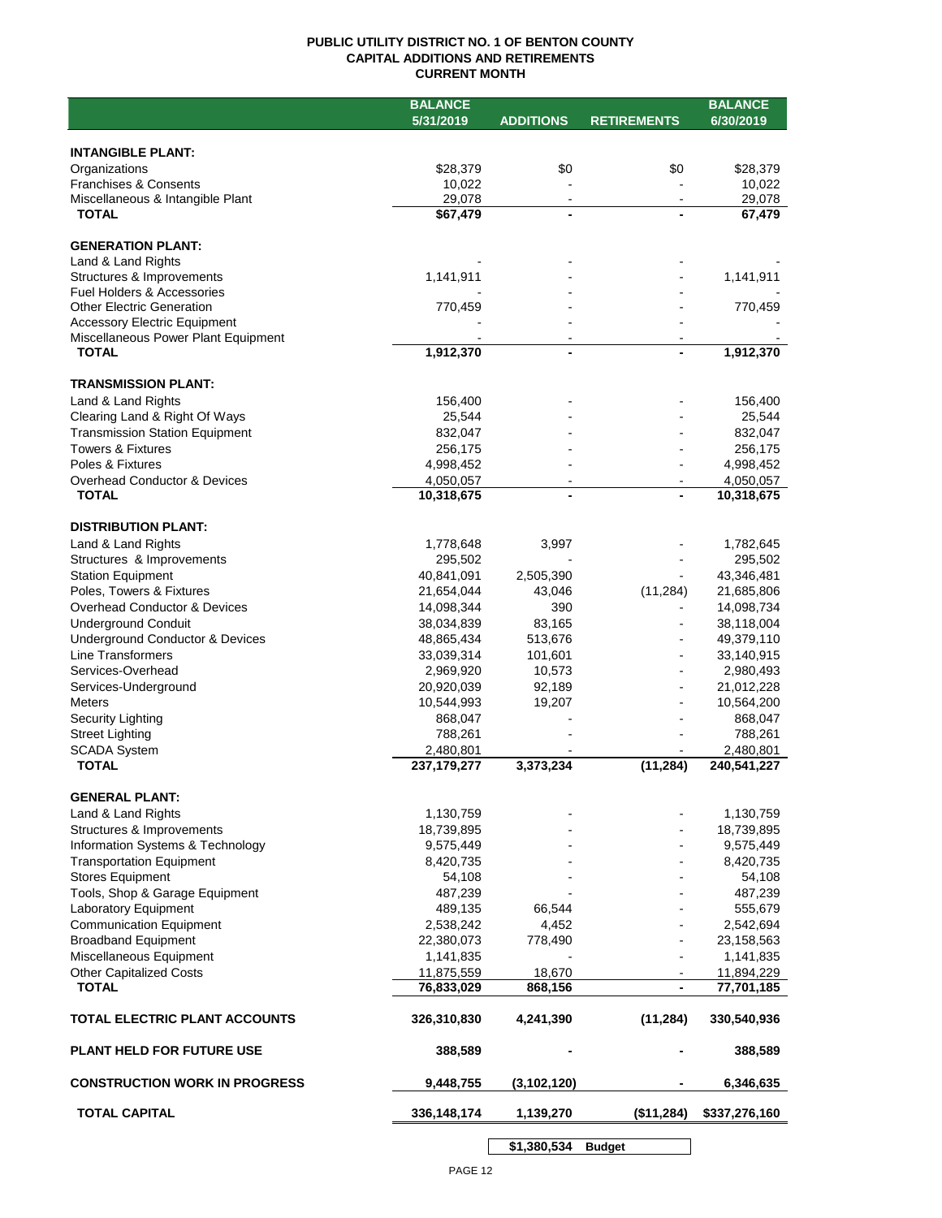# PUBLIC UTILITY DISTRICT NO. 1 OF BENTON COUNTY
## CAPITAL ADDITIONS AND RETIREMENTS
### CURRENT MONTH

| | BALANCE 5/31/2019 | ADDITIONS | RETIREMENTS | BALANCE 6/30/2019 |
|---|---|---|---|---|
| **INTANGIBLE PLANT:** | | | | |
| Organizations | $28,379 | $0 | $0 | $28,379 |
| Franchises & Consents | 10,022 | - | - | 10,022 |
| Miscellaneous & Intangible Plant | 29,078 | - | - | 29,078 |
| **TOTAL** | **$67,479** | **-** | **-** | **67,479** |
| **GENERATION PLANT:** | | | | |
| Land & Land Rights | - | - | - | - |
| Structures & Improvements | 1,141,911 | - | - | 1,141,911 |
| Fuel Holders & Accessories | - | - | - | - |
| Other Electric Generation | 770,459 | - | - | 770,459 |
| Accessory Electric Equipment | - | - | - | - |
| Miscellaneous Power Plant Equipment | - | - | - | - |
| **TOTAL** | **1,912,370** | **-** | **-** | **1,912,370** |
| **TRANSMISSION PLANT:** | | | | |
| Land & Land Rights | 156,400 | - | - | 156,400 |
| Clearing Land & Right Of Ways | 25,544 | - | - | 25,544 |
| Transmission Station Equipment | 832,047 | - | - | 832,047 |
| Towers & Fixtures | 256,175 | - | - | 256,175 |
| Poles & Fixtures | 4,998,452 | - | - | 4,998,452 |
| Overhead Conductor & Devices | 4,050,057 | - | - | 4,050,057 |
| **TOTAL** | **10,318,675** | **-** | **-** | **10,318,675** |
| **DISTRIBUTION PLANT:** | | | | |
| Land & Land Rights | 1,778,648 | 3,997 | - | 1,782,645 |
| Structures & Improvements | 295,502 | - | - | 295,502 |
| Station Equipment | 40,841,091 | 2,505,390 | - | 43,346,481 |
| Poles, Towers & Fixtures | 21,654,044 | 43,046 | (11,284) | 21,685,806 |
| Overhead Conductor & Devices | 14,098,344 | 390 | - | 14,098,734 |
| Underground Conduit | 38,034,839 | 83,165 | - | 38,118,004 |
| Underground Conductor & Devices | 48,865,434 | 513,676 | - | 49,379,110 |
| Line Transformers | 33,039,314 | 101,601 | - | 33,140,915 |
| Services-Overhead | 2,969,920 | 10,573 | - | 2,980,493 |
| Services-Underground | 20,920,039 | 92,189 | - | 21,012,228 |
| Meters | 10,544,993 | 19,207 | - | 10,564,200 |
| Security Lighting | 868,047 | - | - | 868,047 |
| Street Lighting | 788,261 | - | - | 788,261 |
| SCADA System | 2,480,801 | - | - | 2,480,801 |
| **TOTAL** | **237,179,277** | **3,373,234** | **(11,284)** | **240,541,227** |
| **GENERAL PLANT:** | | | | |
| Land & Land Rights | 1,130,759 | - | - | 1,130,759 |
| Structures & Improvements | 18,739,895 | - | - | 18,739,895 |
| Information Systems & Technology | 9,575,449 | - | - | 9,575,449 |
| Transportation Equipment | 8,420,735 | - | - | 8,420,735 |
| Stores Equipment | 54,108 | - | - | 54,108 |
| Tools, Shop & Garage Equipment | 487,239 | - | - | 487,239 |
| Laboratory Equipment | 489,135 | 66,544 | - | 555,679 |
| Communication Equipment | 2,538,242 | 4,452 | - | 2,542,694 |
| Broadband Equipment | 22,380,073 | 778,490 | - | 23,158,563 |
| Miscellaneous Equipment | 1,141,835 | - | - | 1,141,835 |
| Other Capitalized Costs | 11,875,559 | 18,670 | - | 11,894,229 |
| **TOTAL** | **76,833,029** | **868,156** | **-** | **77,701,185** |
| **TOTAL ELECTRIC PLANT ACCOUNTS** | **326,310,830** | **4,241,390** | **(11,284)** | **330,540,936** |
| **PLANT HELD FOR FUTURE USE** | **388,589** | **-** | **-** | **388,589** |
| **CONSTRUCTION WORK IN PROGRESS** | **9,448,755** | **(3,102,120)** | **-** | **6,346,635** |
| **TOTAL CAPITAL** | **336,148,174** | **1,139,270** | **($11,284)** | **$337,276,160** |
| | | **$1,380,534** | **Budget** | |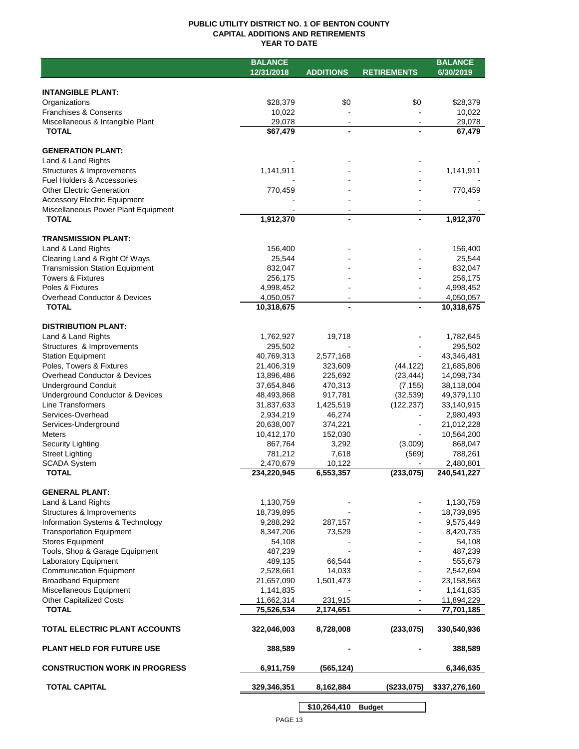# PUBLIC UTILITY DISTRICT NO. 1 OF BENTON COUNTY
## CAPITAL ADDITIONS AND RETIREMENTS
### YEAR TO DATE

| | BALANCE 12/31/2018 | ADDITIONS | RETIREMENTS | BALANCE 6/30/2019 |
|---|---|---|---|---|
| **INTANGIBLE PLANT:** | | | | |
| Organizations | $28,379 | $0 | $0 | $28,379 |
| Franchises & Consents | 10,022 | - | - | 10,022 |
| Miscellaneous & Intangible Plant | 29,078 | - | - | 29,078 |
| **TOTAL** | **$67,479** | **-** | **-** | **67,479** |
| **GENERATION PLANT:** | | | | |
| Land & Land Rights | - | - | - | - |
| Structures & Improvements | 1,141,911 | - | - | 1,141,911 |
| Fuel Holders & Accessories | - | - | - | - |
| Other Electric Generation | 770,459 | - | - | 770,459 |
| Accessory Electric Equipment | - | - | - | - |
| Miscellaneous Power Plant Equipment | - | - | - | - |
| **TOTAL** | **1,912,370** | **-** | **-** | **1,912,370** |
| **TRANSMISSION PLANT:** | | | | |
| Land & Land Rights | 156,400 | - | - | 156,400 |
| Clearing Land & Right Of Ways | 25,544 | - | - | 25,544 |
| Transmission Station Equipment | 832,047 | - | - | 832,047 |
| Towers & Fixtures | 256,175 | - | - | 256,175 |
| Poles & Fixtures | 4,998,452 | - | - | 4,998,452 |
| Overhead Conductor & Devices | 4,050,057 | - | - | 4,050,057 |
| **TOTAL** | **10,318,675** | **-** | **-** | **10,318,675** |
| **DISTRIBUTION PLANT:** | | | | |
| Land & Land Rights | 1,762,927 | 19,718 | - | 1,782,645 |
| Structures & Improvements | 295,502 | - | - | 295,502 |
| Station Equipment | 40,769,313 | 2,577,168 | - | 43,346,481 |
| Poles, Towers & Fixtures | 21,406,319 | 323,609 | (44,122) | 21,685,806 |
| Overhead Conductor & Devices | 13,896,486 | 225,692 | (23,444) | 14,098,734 |
| Underground Conduit | 37,654,846 | 470,313 | (7,155) | 38,118,004 |
| Underground Conductor & Devices | 48,493,868 | 917,781 | (32,539) | 49,379,110 |
| Line Transformers | 31,837,633 | 1,425,519 | (122,237) | 33,140,915 |
| Services-Overhead | 2,934,219 | 46,274 | - | 2,980,493 |
| Services-Underground | 20,638,007 | 374,221 | - | 21,012,228 |
| Meters | 10,412,170 | 152,030 | - | 10,564,200 |
| Security Lighting | 867,764 | 3,292 | (3,009) | 868,047 |
| Street Lighting | 781,212 | 7,618 | (569) | 788,261 |
| SCADA System | 2,470,679 | 10,122 | - | 2,480,801 |
| **TOTAL** | **234,220,945** | **6,553,357** | **(233,075)** | **240,541,227** |
| **GENERAL PLANT:** | | | | |
| Land & Land Rights | 1,130,759 | - | - | 1,130,759 |
| Structures & Improvements | 18,739,895 | - | - | 18,739,895 |
| Information Systems & Technology | 9,288,292 | 287,157 | - | 9,575,449 |
| Transportation Equipment | 8,347,206 | 73,529 | - | 8,420,735 |
| Stores Equipment | 54,108 | - | - | 54,108 |
| Tools, Shop & Garage Equipment | 487,239 | - | - | 487,239 |
| Laboratory Equipment | 489,135 | 66,544 | - | 555,679 |
| Communication Equipment | 2,528,661 | 14,033 | - | 2,542,694 |
| Broadband Equipment | 21,657,090 | 1,501,473 | - | 23,158,563 |
| Miscellaneous Equipment | 1,141,835 | - | - | 1,141,835 |
| Other Capitalized Costs | 11,662,314 | 231,915 | - | 11,894,229 |
| **TOTAL** | **75,526,534** | **2,174,651** | **-** | **77,701,185** |
| **TOTAL ELECTRIC PLANT ACCOUNTS** | **322,046,003** | **8,728,008** | **(233,075)** | **330,540,936** |
| **PLANT HELD FOR FUTURE USE** | **388,589** | **-** | **-** | **388,589** |
| **CONSTRUCTION WORK IN PROGRESS** | **6,911,759** | **(565,124)** | | **6,346,635** |
| **TOTAL CAPITAL** | **329,346,351** | **8,162,884** | **($233,075)** | **$337,276,160** |

| | |
|---|---|
| **$10,264,410** | **Budget** |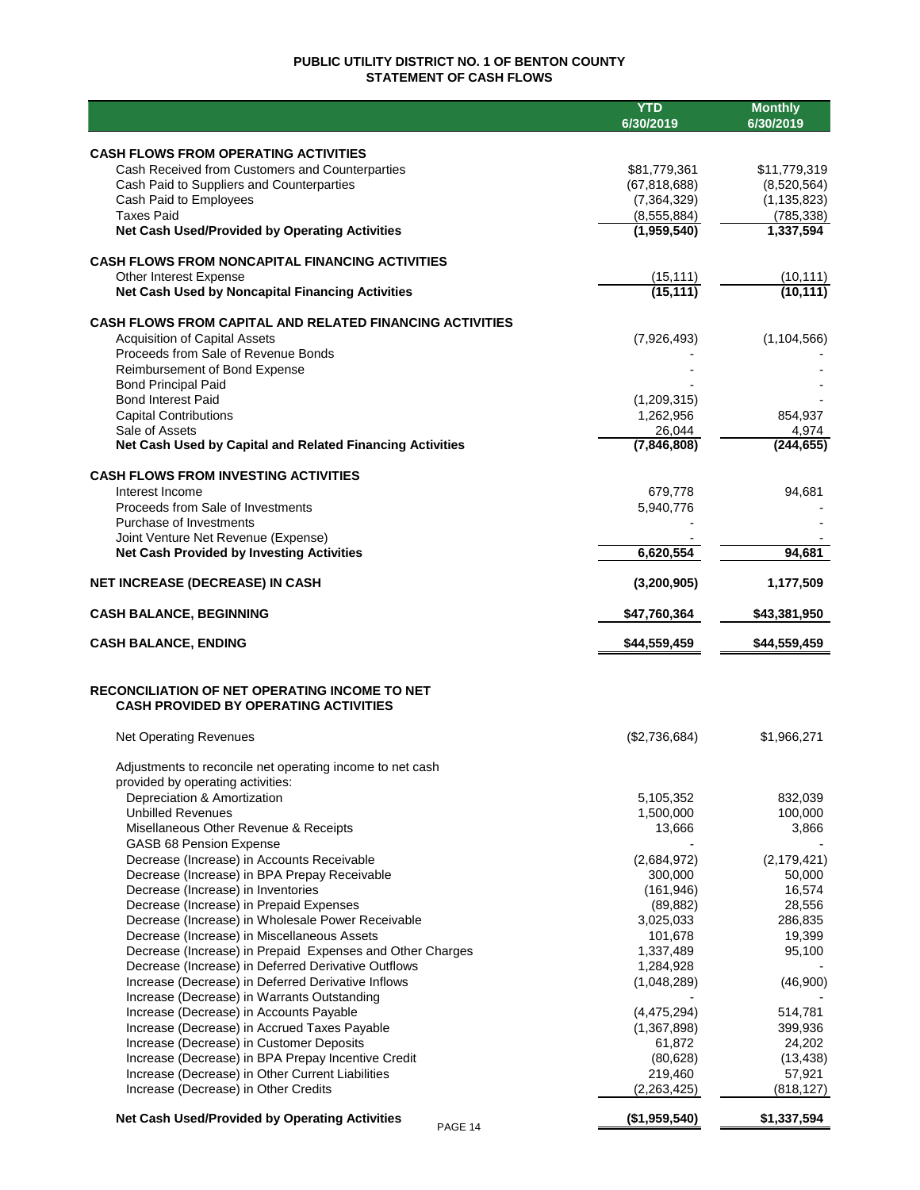# PUBLIC UTILITY DISTRICT NO. 1 OF BENTON COUNTY
## STATEMENT OF CASH FLOWS

| | YTD 6/30/2019 | Monthly 6/30/2019 |
|---|---|---|
| **CASH FLOWS FROM OPERATING ACTIVITIES** | | |
| Cash Received from Customers and Counterparties | $81,779,361 | $11,779,319 |
| Cash Paid to Suppliers and Counterparties | (67,818,688) | (8,520,564) |
| Cash Paid to Employees | (7,364,329) | (1,135,823) |
| Taxes Paid | (8,555,884) | (785,338) |
| **Net Cash Used/Provided by Operating Activities** | **(1,959,540)** | **1,337,594** |
| **CASH FLOWS FROM NONCAPITAL FINANCING ACTIVITIES** | | |
| Other Interest Expense | (15,111) | (10,111) |
| **Net Cash Used by Noncapital Financing Activities** | **(15,111)** | **(10,111)** |
| **CASH FLOWS FROM CAPITAL AND RELATED FINANCING ACTIVITIES** | | |
| Acquisition of Capital Assets | (7,926,493) | (1,104,566) |
| Proceeds from Sale of Revenue Bonds | - | - |
| Reimbursement of Bond Expense | - | - |
| Bond Principal Paid | - | - |
| Bond Interest Paid | (1,209,315) | - |
| Capital Contributions | 1,262,956 | 854,937 |
| Sale of Assets | 26,044 | 4,974 |
| **Net Cash Used by Capital and Related Financing Activities** | **(7,846,808)** | **(244,655)** |
| **CASH FLOWS FROM INVESTING ACTIVITIES** | | |
| Interest Income | 679,778 | 94,681 |
| Proceeds from Sale of Investments | 5,940,776 | - |
| Purchase of Investments | - | - |
| Joint Venture Net Revenue (Expense) | - | - |
| **Net Cash Provided by Investing Activities** | **6,620,554** | **94,681** |
| **NET INCREASE (DECREASE) IN CASH** | **(3,200,905)** | **1,177,509** |
| **CASH BALANCE, BEGINNING** | **$47,760,364** | **$43,381,950** |
| **CASH BALANCE, ENDING** | **$44,559,459** | **$44,559,459** |

## RECONCILIATION OF NET OPERATING INCOME TO NET CASH PROVIDED BY OPERATING ACTIVITIES

| | YTD 6/30/2019 | Monthly 6/30/2019 |
|---|---|---|
| Net Operating Revenues | ($2,736,684) | $1,966,271 |
| Adjustments to reconcile net operating income to net cash provided by operating activities: | | |
| Depreciation & Amortization | 5,105,352 | 832,039 |
| Unbilled Revenues | 1,500,000 | 100,000 |
| Misellaneous Other Revenue & Receipts | 13,666 | 3,866 |
| GASB 68 Pension Expense | - | - |
| Decrease (Increase) in Accounts Receivable | (2,684,972) | (2,179,421) |
| Decrease (Increase) in BPA Prepay Receivable | 300,000 | 50,000 |
| Decrease (Increase) in Inventories | (161,946) | 16,574 |
| Decrease (Increase) in Prepaid Expenses | (89,882) | 28,556 |
| Decrease (Increase) in Wholesale Power Receivable | 3,025,033 | 286,835 |
| Decrease (Increase) in Miscellaneous Assets | 101,678 | 19,399 |
| Decrease (Increase) in Prepaid Expenses and Other Charges | 1,337,489 | 95,100 |
| Decrease (Increase) in Deferred Derivative Outflows | 1,284,928 | - |
| Increase (Decrease) in Deferred Derivative Inflows | (1,048,289) | (46,900) |
| Increase (Decrease) in Warrants Outstanding | - | - |
| Increase (Decrease) in Accounts Payable | (4,475,294) | 514,781 |
| Increase (Decrease) in Accrued Taxes Payable | (1,367,898) | 399,936 |
| Increase (Decrease) in Customer Deposits | 61,872 | 24,202 |
| Increase (Decrease) in BPA Prepay Incentive Credit | (80,628) | (13,438) |
| Increase (Decrease) in Other Current Liabilities | 219,460 | 57,921 |
| Increase (Decrease) in Other Credits | (2,263,425) | (818,127) |
| **Net Cash Used/Provided by Operating Activities** | **($1,959,540)** | **$1,337,594** |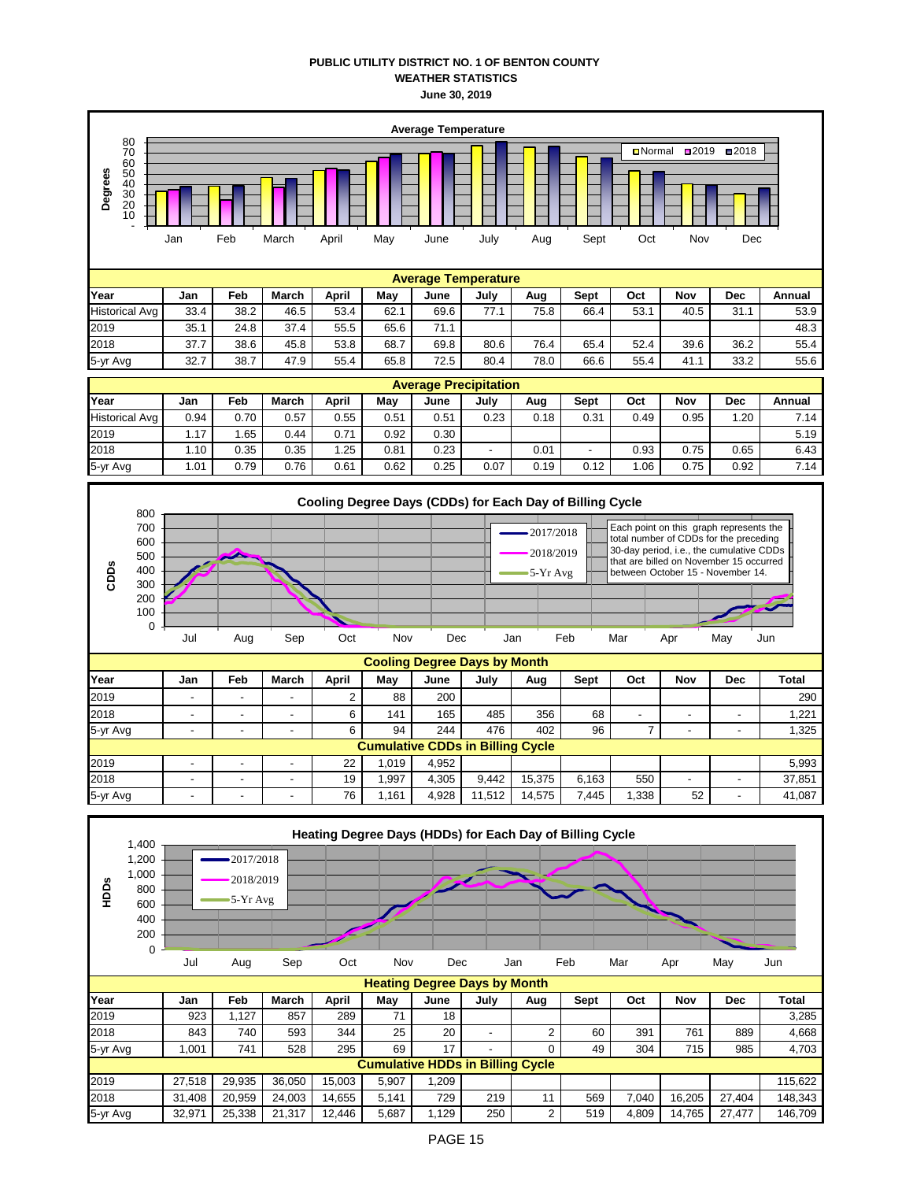# PUBLIC UTILITY DISTRICT NO. 1 OF BENTON COUNTY
## WEATHER STATISTICS
### June 30, 2019

**Average Temperature**

| Year | Jan | Feb | March | April | May | June | July | Aug | Sept | Oct | Nov | Dec | Annual |
|---|---|---|---|---|---|---|---|---|---|---|---|---|---|
| Historical Avg | 33.4 | 38.2 | 46.5 | 53.4 | 62.1 | 69.6 | 77.1 | 75.8 | 66.4 | 53.1 | 40.5 | 31.1 | 53.9 |
| 2019 | 35.1 | 24.8 | 37.4 | 55.5 | 65.6 | 71.1 | | | | | | | 48.3 |
| 2018 | 37.7 | 38.6 | 45.8 | 53.8 | 68.7 | 69.8 | 80.6 | 76.4 | 65.4 | 52.4 | 39.6 | 36.2 | 55.4 |
| 5-yr Avg | 32.7 | 38.7 | 47.9 | 55.4 | 65.8 | 72.5 | 80.4 | 78.0 | 66.6 | 55.4 | 41.1 | 33.2 | 55.6 |

**Average Precipitation**

| Year | Jan | Feb | March | April | May | June | July | Aug | Sept | Oct | Nov | Dec | Annual |
|---|---|---|---|---|---|---|---|---|---|---|---|---|---|
| Historical Avg | 0.94 | 0.70 | 0.57 | 0.55 | 0.51 | 0.51 | 0.23 | 0.18 | 0.31 | 0.49 | 0.95 | 1.20 | 7.14 |
| 2019 | 1.17 | 1.65 | 0.44 | 0.71 | 0.92 | 0.30 | | | | | | | 5.19 |
| 2018 | 1.10 | 0.35 | 0.35 | 1.25 | 0.81 | 0.23 | - | 0.01 | - | 0.93 | 0.75 | 0.65 | 6.43 |
| 5-yr Avg | 1.01 | 0.79 | 0.76 | 0.61 | 0.62 | 0.25 | 0.07 | 0.19 | 0.12 | 1.06 | 0.75 | 0.92 | 7.14 |

**Cooling Degree Days (CDDs) for Each Day of Billing Cycle**

Each point on this graph represents the total number of CDDs for the preceding 30-day period, i.e., the cumulative CDDs that are billed on November 15 occurred between October 15 - November 14.

**Cooling Degree Days by Month**

| Year | Jan | Feb | March | April | May | June | July | Aug | Sept | Oct | Nov | Dec | Total |
|---|---|---|---|---|---|---|---|---|---|---|---|---|---|
| 2019 | - | - | - | 2 | 88 | 200 | | | | | | | 290 |
| 2018 | - | - | - | 6 | 141 | 165 | 485 | 356 | 68 | - | - | - | 1,221 |
| 5-yr Avg | - | - | - | 6 | 94 | 244 | 476 | 402 | 96 | 7 | - | - | 1,325 |
| **Cumulative CDDs in Billing Cycle** | | | | | | | | | | | | | |
| 2019 | - | - | - | 22 | 1,019 | 4,952 | | | | | | | 5,993 |
| 2018 | - | - | - | 19 | 1,997 | 4,305 | 9,442 | 15,375 | 6,163 | 550 | - | - | 37,851 |
| 5-yr Avg | - | - | - | 76 | 1,161 | 4,928 | 11,512 | 14,575 | 7,445 | 1,338 | 52 | - | 41,087 |

**Heating Degree Days (HDDs) for Each Day of Billing Cycle**

**Heating Degree Days by Month**

| Year | Jan | Feb | March | April | May | June | July | Aug | Sept | Oct | Nov | Dec | Total |
|---|---|---|---|---|---|---|---|---|---|---|---|---|---|
| 2019 | 923 | 1,127 | 857 | 289 | 71 | 18 | | | | | | | 3,285 |
| 2018 | 843 | 740 | 593 | 344 | 25 | 20 | - | 2 | 60 | 391 | 761 | 889 | 4,668 |
| 5-yr Avg | 1,001 | 741 | 528 | 295 | 69 | 17 | - | 0 | 49 | 304 | 715 | 985 | 4,703 |
| **Cumulative HDDs in Billing Cycle** | | | | | | | | | | | | | |
| 2019 | 27,518 | 29,935 | 36,050 | 15,003 | 5,907 | 1,209 | | | | | | | 115,622 |
| 2018 | 31,408 | 20,959 | 24,003 | 14,655 | 5,141 | 729 | 219 | 11 | 569 | 7,040 | 16,205 | 27,404 | 148,343 |
| 5-yr Avg | 32,971 | 25,338 | 21,317 | 12,446 | 5,687 | 1,129 | 250 | 2 | 519 | 4,809 | 14,765 | 27,477 | 146,709 |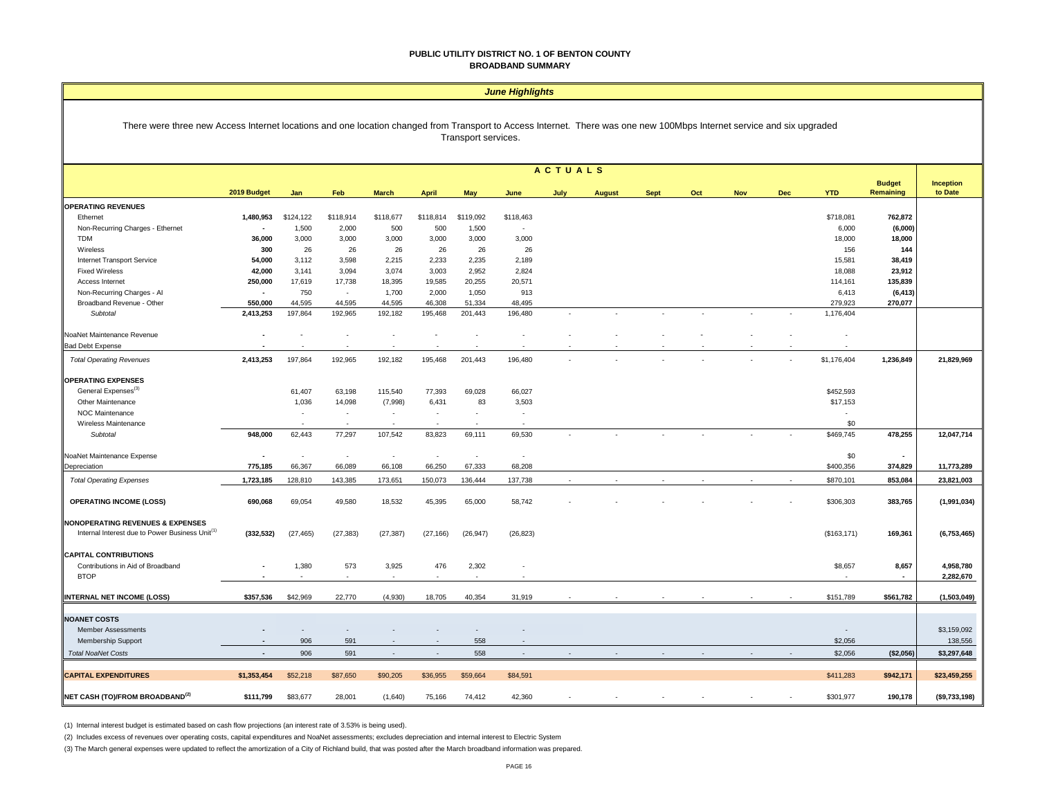# PUBLIC UTILITY DISTRICT NO. 1 OF BENTON COUNTY
## BROADBAND SUMMARY

### *June Highlights*

There were three new Access Internet locations and one location changed from Transport to Access Internet. There was one new 100Mbps Internet service and six upgraded Transport services.

| | 2019 Budget | Jan | Feb | March | April | May | June | July | August | Sept | Oct | Nov | Dec | YTD | Budget Remaining | Inception to Date |
|---|---|---|---|---|---|---|---|---|---|---|---|---|---|---|---|---|
| | | ACTUALS | | | | | | | | | | | | | | |
| **OPERATING REVENUES** | | | | | | | | | | | | | | | | |
| Ethernet | **1,480,953** | $124,122 | $118,914 | $118,677 | $118,814 | $119,092 | $118,463 | | | | | | | $718,081 | **762,872** | |
| Non-Recurring Charges - Ethernet | **-** | 1,500 | 2,000 | 500 | 500 | 1,500 | - | | | | | | | 6,000 | **(6,000)** | |
| TDM | **36,000** | 3,000 | 3,000 | 3,000 | 3,000 | 3,000 | 3,000 | | | | | | | 18,000 | **18,000** | |
| Wireless | **300** | 26 | 26 | 26 | 26 | 26 | 26 | | | | | | | 156 | **144** | |
| Internet Transport Service | **54,000** | 3,112 | 3,598 | 2,215 | 2,233 | 2,235 | 2,189 | | | | | | | 15,581 | **38,419** | |
| Fixed Wireless | **42,000** | 3,141 | 3,094 | 3,074 | 3,003 | 2,952 | 2,824 | | | | | | | 18,088 | **23,912** | |
| Access Internet | **250,000** | 17,619 | 17,738 | 18,395 | 19,585 | 20,255 | 20,571 | | | | | | | 114,161 | **135,839** | |
| Non-Recurring Charges - AI | **-** | 750 | - | 1,700 | 2,000 | 1,050 | 913 | | | | | | | 6,413 | **(6,413)** | |
| Broadband Revenue - Other | **550,000** | 44,595 | 44,595 | 44,595 | 46,308 | 51,334 | 48,495 | | | | | | | 279,923 | **270,077** | |
| *Subtotal* | **2,413,253** | 197,864 | 192,965 | 192,182 | 195,468 | 201,443 | 196,480 | - | - | - | - | - | - | 1,176,404 | | |
| NoaNet Maintenance Revenue | **-** | - | - | - | - | - | - | - | - | - | - | - | - | - | | |
| Bad Debt Expense | **-** | - | - | - | - | - | - | - | - | - | - | - | - | - | | |
| *Total Operating Revenues* | **2,413,253** | 197,864 | 192,965 | 192,182 | 195,468 | 201,443 | 196,480 | - | - | - | - | - | - | $1,176,404 | **1,236,849** | **21,829,969** |
| **OPERATING EXPENSES** | | | | | | | | | | | | | | | | |
| General Expenses[3] | | 61,407 | 63,198 | 115,540 | 77,393 | 69,028 | 66,027 | | | | | | | $452,593 | | |
| Other Maintenance | | 1,036 | 14,098 | (7,998) | 6,431 | 83 | 3,503 | | | | | | | $17,153 | | |
| NOC Maintenance | | - | - | - | - | - | - | | | | | | | - | | |
| Wireless Maintenance | | - | - | - | - | - | - | | | | | | | $0 | | |
| *Subtotal* | **948,000** | 62,443 | 77,297 | 107,542 | 83,823 | 69,111 | 69,530 | - | - | - | - | - | - | $469,745 | **478,255** | **12,047,714** |
| NoaNet Maintenance Expense | **-** | - | - | - | - | - | - | | | | | | | $0 | **-** | |
| Depreciation | **775,185** | 66,367 | 66,089 | 66,108 | 66,250 | 67,333 | 68,208 | | | | | | | $400,356 | **374,829** | **11,773,289** |
| *Total Operating Expenses* | **1,723,185** | 128,810 | 143,385 | 173,651 | 150,073 | 136,444 | 137,738 | - | - | - | - | - | - | $870,101 | **853,084** | **23,821,003** |
| **OPERATING INCOME (LOSS)** | **690,068** | 69,054 | 49,580 | 18,532 | 45,395 | 65,000 | 58,742 | - | - | - | - | - | - | $306,303 | **383,765** | **(1,991,034)** |
| **NONOPERATING REVENUES & EXPENSES** | | | | | | | | | | | | | | | | |
| Internal Interest due to Power Business Unit[1] | **(332,532)** | (27,465) | (27,383) | (27,387) | (27,166) | (26,947) | (26,823) | | | | | | | ($163,171) | **169,361** | **(6,753,465)** |
| **CAPITAL CONTRIBUTIONS** | | | | | | | | | | | | | | | | |
| Contributions in Aid of Broadband | **-** | 1,380 | 573 | 3,925 | 476 | 2,302 | - | | | | | | | $8,657 | **8,657** | **4,958,780** |
| BTOP | **-** | - | - | - | - | - | - | | | | | | | - | **-** | **2,282,670** |
| **INTERNAL NET INCOME (LOSS)** | **$357,536** | $42,969 | 22,770 | (4,930) | 18,705 | 40,354 | 31,919 | - | - | - | - | - | - | $151,789 | **$561,782** | **(1,503,049)** |
| **NOANET COSTS** | | | | | | | | | | | | | | | | |
| Member Assessments | **-** | - | - | - | - | - | - | | | | | | | - | | $3,159,092 |
| Membership Support | **-** | 906 | 591 | - | - | 558 | - | | | | | | | $2,056 | | 138,556 |
| *Total NoaNet Costs* | **-** | 906 | 591 | - | - | 558 | - | - | - | - | - | - | - | $2,056 | **($2,056)** | **$3,297,648** |
| **CAPITAL EXPENDITURES** | **$1,353,454** | $52,218 | $87,650 | $90,205 | $36,955 | $59,664 | $84,591 | | | | | | | $411,283 | **$942,171** | **$23,459,255** |
| **NET CASH (TO)/FROM BROADBAND[2]** | **$111,799** | $83,677 | 28,001 | (1,640) | 75,166 | 74,412 | 42,360 | - | - | - | - | - | - | $301,977 | **190,178** | **($9,733,198)** |

(1) Internal interest budget is estimated based on cash flow projections (an interest rate of 3.53% is being used).

(2) Includes excess of revenues over operating costs, capital expenditures and NoaNet assessments; excludes depreciation and internal interest to Electric System

(3) The March general expenses were updated to reflect the amortization of a City of Richland build, that was posted after the March broadband information was prepared.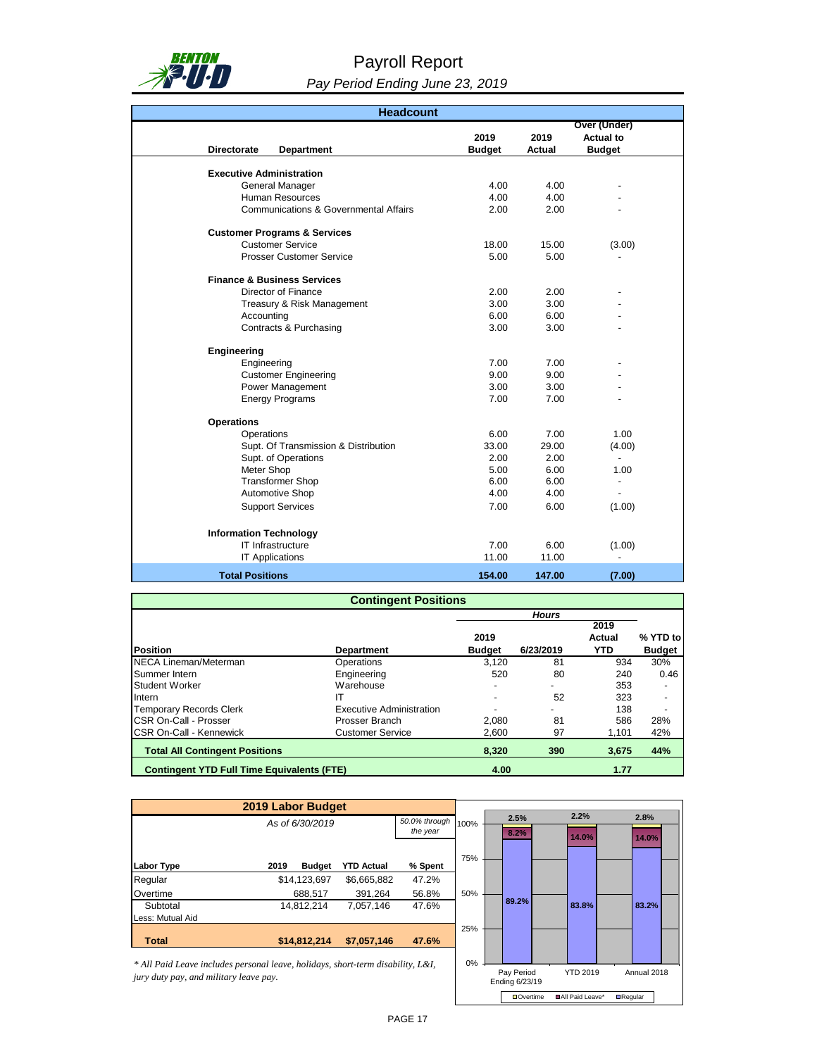# Payroll Report

*Pay Period Ending June 23, 2019*

## Headcount

| Directorate | Department | 2019 Budget | 2019 Actual | Over (Under) Actual to Budget |
|---|---|---|---|---|
| **Executive Administration** | | | | |
| | General Manager | 4.00 | 4.00 | - |
| | Human Resources | 4.00 | 4.00 | - |
| | Communications & Governmental Affairs | 2.00 | 2.00 | - |
| **Customer Programs & Services** | | | | |
| | Customer Service | 18.00 | 15.00 | (3.00) |
| | Prosser Customer Service | 5.00 | 5.00 | - |
| **Finance & Business Services** | | | | |
| | Director of Finance | 2.00 | 2.00 | - |
| | Treasury & Risk Management | 3.00 | 3.00 | - |
| | Accounting | 6.00 | 6.00 | - |
| | Contracts & Purchasing | 3.00 | 3.00 | - |
| **Engineering** | | | | |
| | Engineering | 7.00 | 7.00 | - |
| | Customer Engineering | 9.00 | 9.00 | - |
| | Power Management | 3.00 | 3.00 | - |
| | Energy Programs | 7.00 | 7.00 | - |
| **Operations** | | | | |
| | Operations | 6.00 | 7.00 | 1.00 |
| | Supt. Of Transmission & Distribution | 33.00 | 29.00 | (4.00) |
| | Supt. of Operations | 2.00 | 2.00 | - |
| | Meter Shop | 5.00 | 6.00 | 1.00 |
| | Transformer Shop | 6.00 | 6.00 | - |
| | Automotive Shop | 4.00 | 4.00 | - |
| | Support Services | 7.00 | 6.00 | (1.00) |
| **Information Technology** | | | | |
| | IT Infrastructure | 7.00 | 6.00 | (1.00) |
| | IT Applications | 11.00 | 11.00 | - |
| **Total Positions** | | **154.00** | **147.00** | **(7.00)** |

## Contingent Positions

| Position | Department | Hours: 2019 Budget | Hours: 6/23/2019 | Hours: 2019 Actual YTD | % YTD to Budget |
|---|---|---|---|---|---|
| NECA Lineman/Meterman | Operations | 3,120 | 81 | 934 | 30% |
| Summer Intern | Engineering | 520 | 80 | 240 | 0.46 |
| Student Worker | Warehouse | - | - | 353 | - |
| Intern | IT | - | 52 | 323 | - |
| Temporary Records Clerk | Executive Administration | - | - | 138 | - |
| CSR On-Call - Prosser | Prosser Branch | 2,080 | 81 | 586 | 28% |
| CSR On-Call - Kennewick | Customer Service | 2,600 | 97 | 1,101 | 42% |
| **Total All Contingent Positions** | | **8,320** | **390** | **3,675** | **44%** |
| **Contingent YTD Full Time Equivalents (FTE)** | | **4.00** | | **1.77** | |

## 2019 Labor Budget

*As of 6/30/2019* — *50.0% through the year*

| Labor Type | 2019 Budget | YTD Actual | % Spent |
|---|---|---|---|
| Regular | $14,123,697 | $6,665,882 | 47.2% |
| Overtime | 688,517 | 391,264 | 56.8% |
| Subtotal | 14,812,214 | 7,057,146 | 47.6% |
| Less: Mutual Aid | | | |
| **Total** | **$14,812,214** | **$7,057,146** | **47.6%** |

*\* All Paid Leave includes personal leave, holidays, short-term disability, L&I, jury duty pay, and military leave pay.*

Pay Period Ending 6/23/19: 2.5%, 8.2%, 89.2%
YTD 2019: 2.2%, 14.0%, 83.8%
Annual 2018: 2.8%, 14.0%, 83.2%
100%, 75%, 50%, 25%, 0%
Overtime, All Paid Leave*, Regular